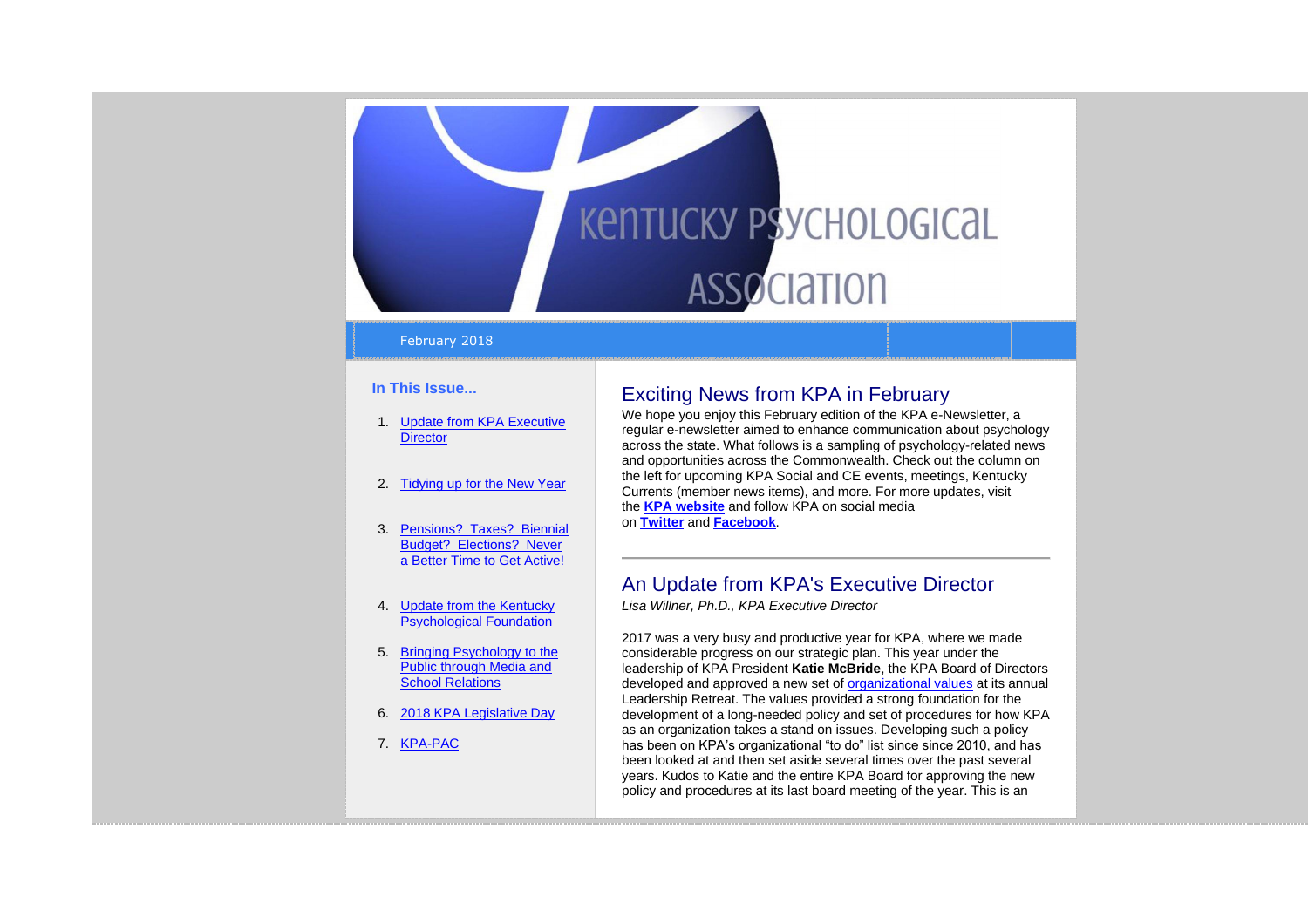# Kentucky Psychological Association

February 2018

**In This Issue...**

1. Update from KPA Executive Director
2. Tidying up for the New Year
3. Pensions? Taxes? Biennial Budget? Elections? Never a Better Time to Get Active!
4. Update from the Kentucky Psychological Foundation
5. Bringing Psychology to the Public through Media and School Relations
6. 2018 KPA Legislative Day
7. KPA-PAC

## Exciting News from KPA in February

We hope you enjoy this February edition of the KPA e-Newsletter, a regular e-newsletter aimed to enhance communication about psychology across the state. What follows is a sampling of psychology-related news and opportunities across the Commonwealth. Check out the column on the left for upcoming KPA Social and CE events, meetings, Kentucky Currents (member news items), and more. For more updates, visit the **KPA website** and follow KPA on social media on **Twitter** and **Facebook**.

---

## An Update from KPA's Executive Director

*Lisa Willner, Ph.D., KPA Executive Director*

2017 was a very busy and productive year for KPA, where we made considerable progress on our strategic plan. This year under the leadership of KPA President **Katie McBride**, the KPA Board of Directors developed and approved a new set of organizational values at its annual Leadership Retreat. The values provided a strong foundation for the development of a long-needed policy and set of procedures for how KPA as an organization takes a stand on issues. Developing such a policy has been on KPA's organizational "to do" list since since 2010, and has been looked at and then set aside several times over the past several years. Kudos to Katie and the entire KPA Board for approving the new policy and procedures at its last board meeting of the year. This is an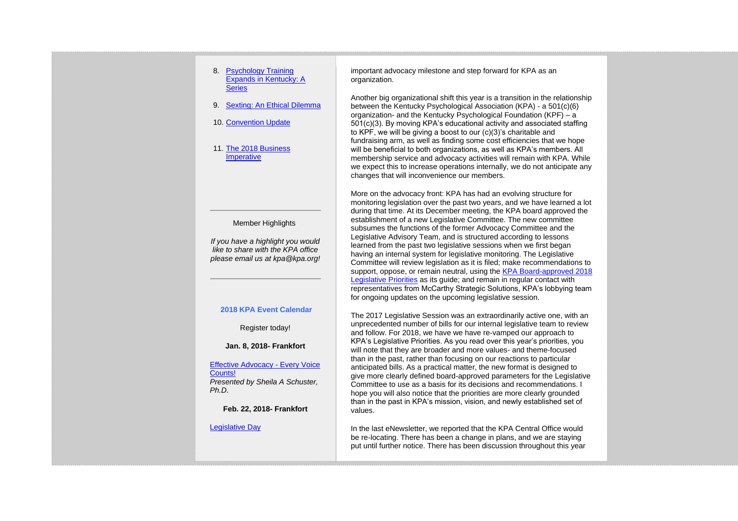8. Psychology Training Expands in Kentucky: A Series
9. Sexting: An Ethical Dilemma
10. Convention Update
11. The 2018 Business Imperative

---

Member Highlights

*If you have a highlight you would like to share with the KPA office please email us at kpa@kpa.org!*

---

**2018 KPA Event Calendar**

Register today!

**Jan. 8, 2018- Frankfort**

Effective Advocacy - Every Voice Counts!
*Presented by Sheila A Schuster, Ph.D.*

**Feb. 22, 2018- Frankfort**

Legislative Day

important advocacy milestone and step forward for KPA as an organization.

Another big organizational shift this year is a transition in the relationship between the Kentucky Psychological Association (KPA) - a 501(c)(6) organization- and the Kentucky Psychological Foundation (KPF) – a 501(c)(3). By moving KPA's educational activity and associated staffing to KPF, we will be giving a boost to our (c)(3)'s charitable and fundraising arm, as well as finding some cost efficiencies that we hope will be beneficial to both organizations, as well as KPA's members. All membership service and advocacy activities will remain with KPA. While we expect this to increase operations internally, we do not anticipate any changes that will inconvenience our members.

More on the advocacy front: KPA has had an evolving structure for monitoring legislation over the past two years, and we have learned a lot during that time. At its December meeting, the KPA board approved the establishment of a new Legislative Committee. The new committee subsumes the functions of the former Advocacy Committee and the Legislative Advisory Team, and is structured according to lessons learned from the past two legislative sessions when we first began having an internal system for legislative monitoring. The Legislative Committee will review legislation as it is filed; make recommendations to support, oppose, or remain neutral, using the KPA Board-approved 2018 Legislative Priorities as its guide; and remain in regular contact with representatives from McCarthy Strategic Solutions, KPA's lobbying team for ongoing updates on the upcoming legislative session.

The 2017 Legislative Session was an extraordinarily active one, with an unprecedented number of bills for our internal legislative team to review and follow. For 2018, we have we have re-vamped our approach to KPA's Legislative Priorities. As you read over this year's priorities, you will note that they are broader and more values- and theme-focused than in the past, rather than focusing on our reactions to particular anticipated bills. As a practical matter, the new format is designed to give more clearly defined board-approved parameters for the Legislative Committee to use as a basis for its decisions and recommendations. I hope you will also notice that the priorities are more clearly grounded than in the past in KPA's mission, vision, and newly established set of values.

In the last eNewsletter, we reported that the KPA Central Office would be re-locating. There has been a change in plans, and we are staying put until further notice. There has been discussion throughout this year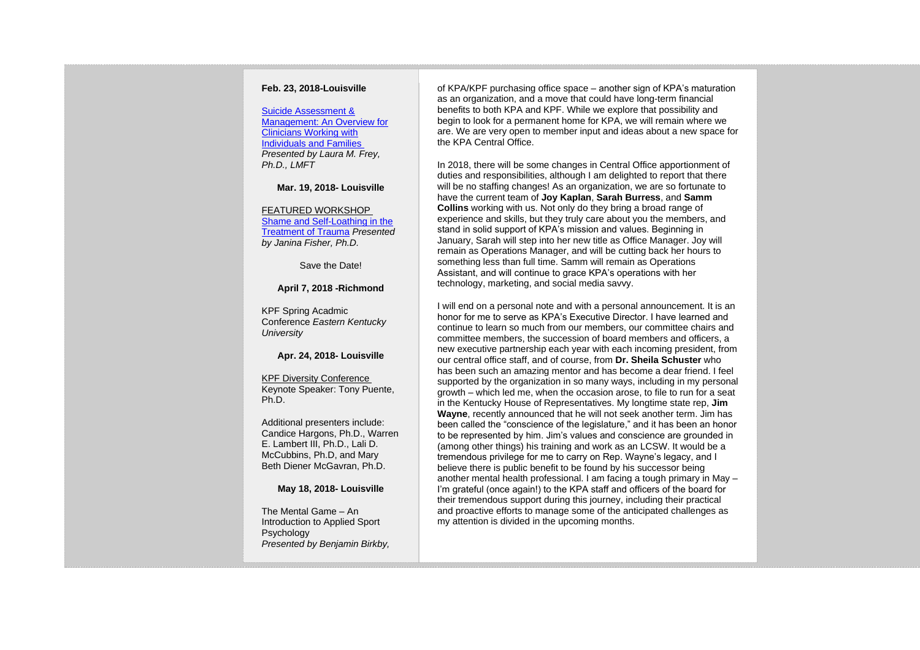**Feb. 23, 2018-Louisville**

Suicide Assessment & Management: An Overview for Clinicians Working with Individuals and Families
*Presented by Laura M. Frey, Ph.D., LMFT*

**Mar. 19, 2018- Louisville**

FEATURED WORKSHOP
Shame and Self-Loathing in the Treatment of Trauma *Presented by Janina Fisher, Ph.D.*

Save the Date!

**April 7, 2018 -Richmond**

KPF Spring Academic Conference *Eastern Kentucky University*

**Apr. 24, 2018- Louisville**

KPF Diversity Conference
Keynote Speaker: Tony Puente, Ph.D.

Additional presenters include: Candice Hargons, Ph.D., Warren E. Lambert III, Ph.D., Lali D. McCubbins, Ph.D, and Mary Beth Diener McGavran, Ph.D.

**May 18, 2018- Louisville**

The Mental Game – An Introduction to Applied Sport Psychology
*Presented by Benjamin Birkby,*

of KPA/KPF purchasing office space – another sign of KPA's maturation as an organization, and a move that could have long-term financial benefits to both KPA and KPF. While we explore that possibility and begin to look for a permanent home for KPA, we will remain where we are. We are very open to member input and ideas about a new space for the KPA Central Office.

In 2018, there will be some changes in Central Office apportionment of duties and responsibilities, although I am delighted to report that there will be no staffing changes! As an organization, we are so fortunate to have the current team of **Joy Kaplan**, **Sarah Burress**, and **Samm Collins** working with us. Not only do they bring a broad range of experience and skills, but they truly care about you the members, and stand in solid support of KPA's mission and values. Beginning in January, Sarah will step into her new title as Office Manager. Joy will remain as Operations Manager, and will be cutting back her hours to something less than full time. Samm will remain as Operations Assistant, and will continue to grace KPA's operations with her technology, marketing, and social media savvy.

I will end on a personal note and with a personal announcement. It is an honor for me to serve as KPA's Executive Director. I have learned and continue to learn so much from our members, our committee chairs and committee members, the succession of board members and officers, a new executive partnership each year with each incoming president, from our central office staff, and of course, from **Dr. Sheila Schuster** who has been such an amazing mentor and has become a dear friend. I feel supported by the organization in so many ways, including in my personal growth – which led me, when the occasion arose, to file to run for a seat in the Kentucky House of Representatives. My longtime state rep, **Jim Wayne**, recently announced that he will not seek another term. Jim has been called the "conscience of the legislature," and it has been an honor to be represented by him. Jim's values and conscience are grounded in (among other things) his training and work as an LCSW. It would be a tremendous privilege for me to carry on Rep. Wayne's legacy, and I believe there is public benefit to be found by his successor being another mental health professional. I am facing a tough primary in May – I'm grateful (once again!) to the KPA staff and officers of the board for their tremendous support during this journey, including their practical and proactive efforts to manage some of the anticipated challenges as my attention is divided in the upcoming months.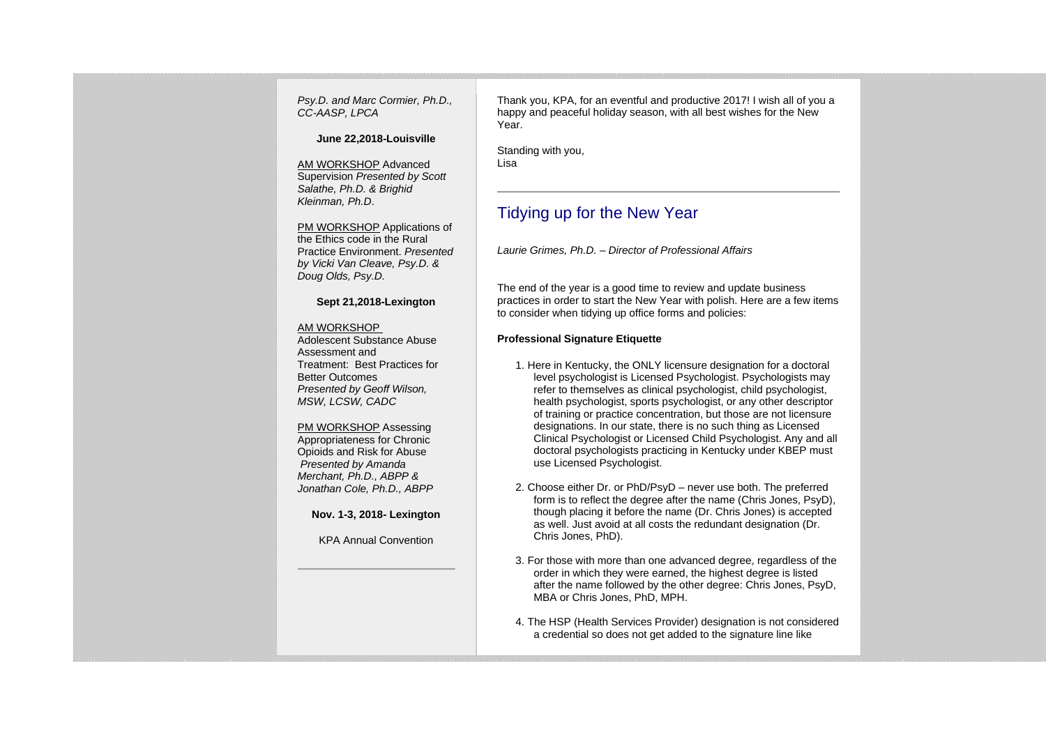*Psy.D. and Marc Cormier, Ph.D., CC-AASP, LPCA*

**June 22,2018-Louisville**

AM WORKSHOP Advanced Supervision *Presented by Scott Salathe, Ph.D. & Brighid Kleinman, Ph.D*.

PM WORKSHOP Applications of the Ethics code in the Rural Practice Environment. *Presented by Vicki Van Cleave, Psy.D. & Doug Olds, Psy.D.*

**Sept 21,2018-Lexington**

AM WORKSHOP Adolescent Substance Abuse Assessment and Treatment: Best Practices for Better Outcomes *Presented by Geoff Wilson, MSW, LCSW, CADC*

PM WORKSHOP Assessing Appropriateness for Chronic Opioids and Risk for Abuse *Presented by Amanda Merchant, Ph.D., ABPP & Jonathan Cole, Ph.D., ABPP*

**Nov. 1-3, 2018- Lexington**

KPA Annual Convention

---

Thank you, KPA, for an eventful and productive 2017! I wish all of you a happy and peaceful holiday season, with all best wishes for the New Year.

Standing with you,
Lisa

---

## Tidying up for the New Year

*Laurie Grimes, Ph.D. – Director of Professional Affairs*

The end of the year is a good time to review and update business practices in order to start the New Year with polish. Here are a few items to consider when tidying up office forms and policies:

**Professional Signature Etiquette**

1. Here in Kentucky, the ONLY licensure designation for a doctoral level psychologist is Licensed Psychologist. Psychologists may refer to themselves as clinical psychologist, child psychologist, health psychologist, sports psychologist, or any other descriptor of training or practice concentration, but those are not licensure designations. In our state, there is no such thing as Licensed Clinical Psychologist or Licensed Child Psychologist. Any and all doctoral psychologists practicing in Kentucky under KBEP must use Licensed Psychologist.

2. Choose either Dr. or PhD/PsyD – never use both. The preferred form is to reflect the degree after the name (Chris Jones, PsyD), though placing it before the name (Dr. Chris Jones) is accepted as well. Just avoid at all costs the redundant designation (Dr. Chris Jones, PhD).

3. For those with more than one advanced degree, regardless of the order in which they were earned, the highest degree is listed after the name followed by the other degree: Chris Jones, PsyD, MBA or Chris Jones, PhD, MPH.

4. The HSP (Health Services Provider) designation is not considered a credential so does not get added to the signature line like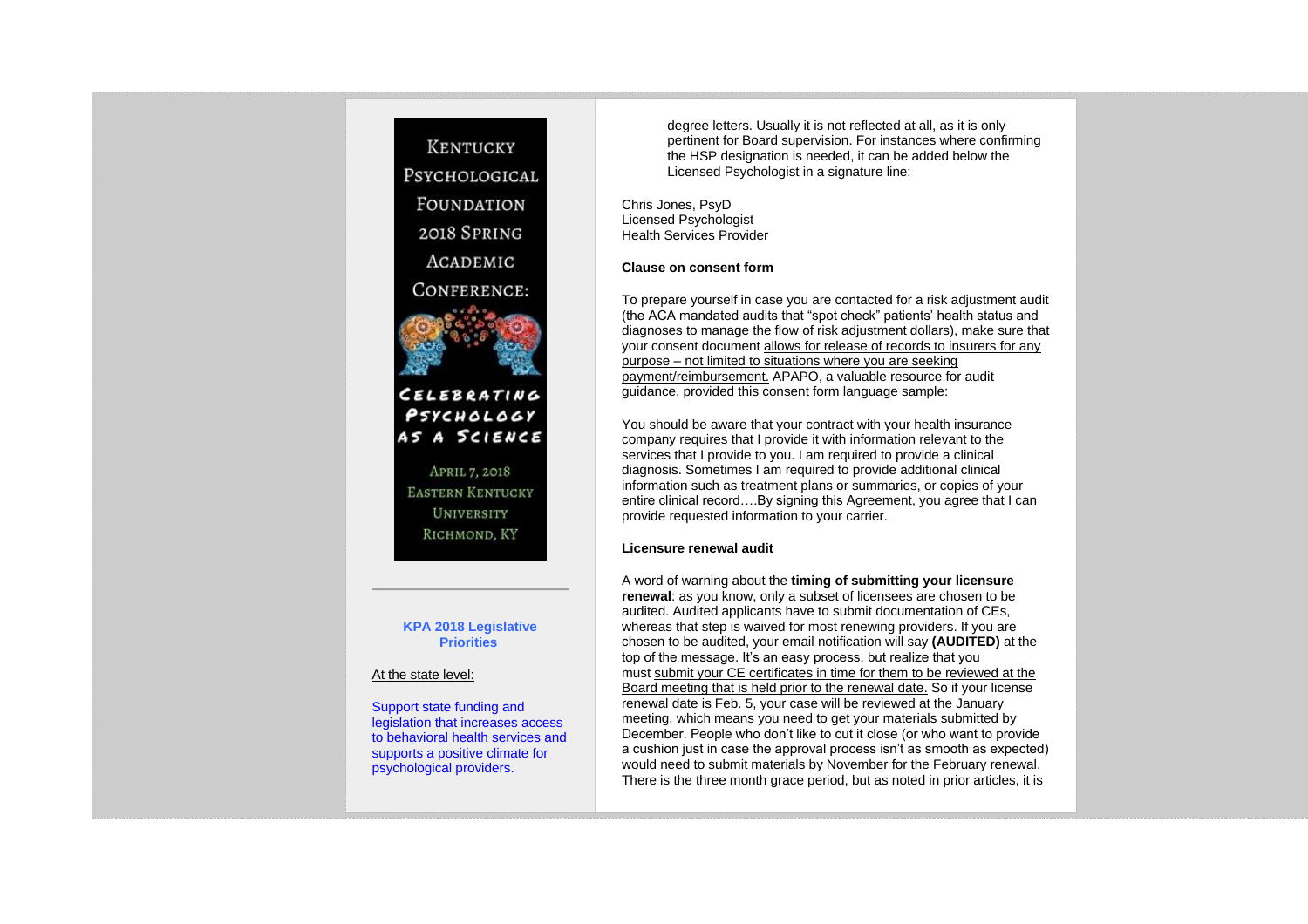KENTUCKY PSYCHOLOGICAL FOUNDATION 2018 SPRING ACADEMIC CONFERENCE:

CELEBRATING PSYCHOLOGY AS A SCIENCE

APRIL 7, 2018
EASTERN KENTUCKY UNIVERSITY
RICHMOND, KY

---

**KPA 2018 Legislative Priorities**

At the state level:

Support state funding and legislation that increases access to behavioral health services and supports a positive climate for psychological providers.

degree letters. Usually it is not reflected at all, as it is only pertinent for Board supervision. For instances where confirming the HSP designation is needed, it can be added below the Licensed Psychologist in a signature line:

Chris Jones, PsyD
Licensed Psychologist
Health Services Provider

**Clause on consent form**

To prepare yourself in case you are contacted for a risk adjustment audit (the ACA mandated audits that "spot check" patients' health status and diagnoses to manage the flow of risk adjustment dollars), make sure that your consent document allows for release of records to insurers for any purpose – not limited to situations where you are seeking payment/reimbursement. APAPO, a valuable resource for audit guidance, provided this consent form language sample:

You should be aware that your contract with your health insurance company requires that I provide it with information relevant to the services that I provide to you. I am required to provide a clinical diagnosis. Sometimes I am required to provide additional clinical information such as treatment plans or summaries, or copies of your entire clinical record….By signing this Agreement, you agree that I can provide requested information to your carrier.

**Licensure renewal audit**

A word of warning about the **timing of submitting your licensure renewal**: as you know, only a subset of licensees are chosen to be audited. Audited applicants have to submit documentation of CEs, whereas that step is waived for most renewing providers. If you are chosen to be audited, your email notification will say **(AUDITED)** at the top of the message. It's an easy process, but realize that you must submit your CE certificates in time for them to be reviewed at the Board meeting that is held prior to the renewal date. So if your license renewal date is Feb. 5, your case will be reviewed at the January meeting, which means you need to get your materials submitted by December. People who don't like to cut it close (or who want to provide a cushion just in case the approval process isn't as smooth as expected) would need to submit materials by November for the February renewal. There is the three month grace period, but as noted in prior articles, it is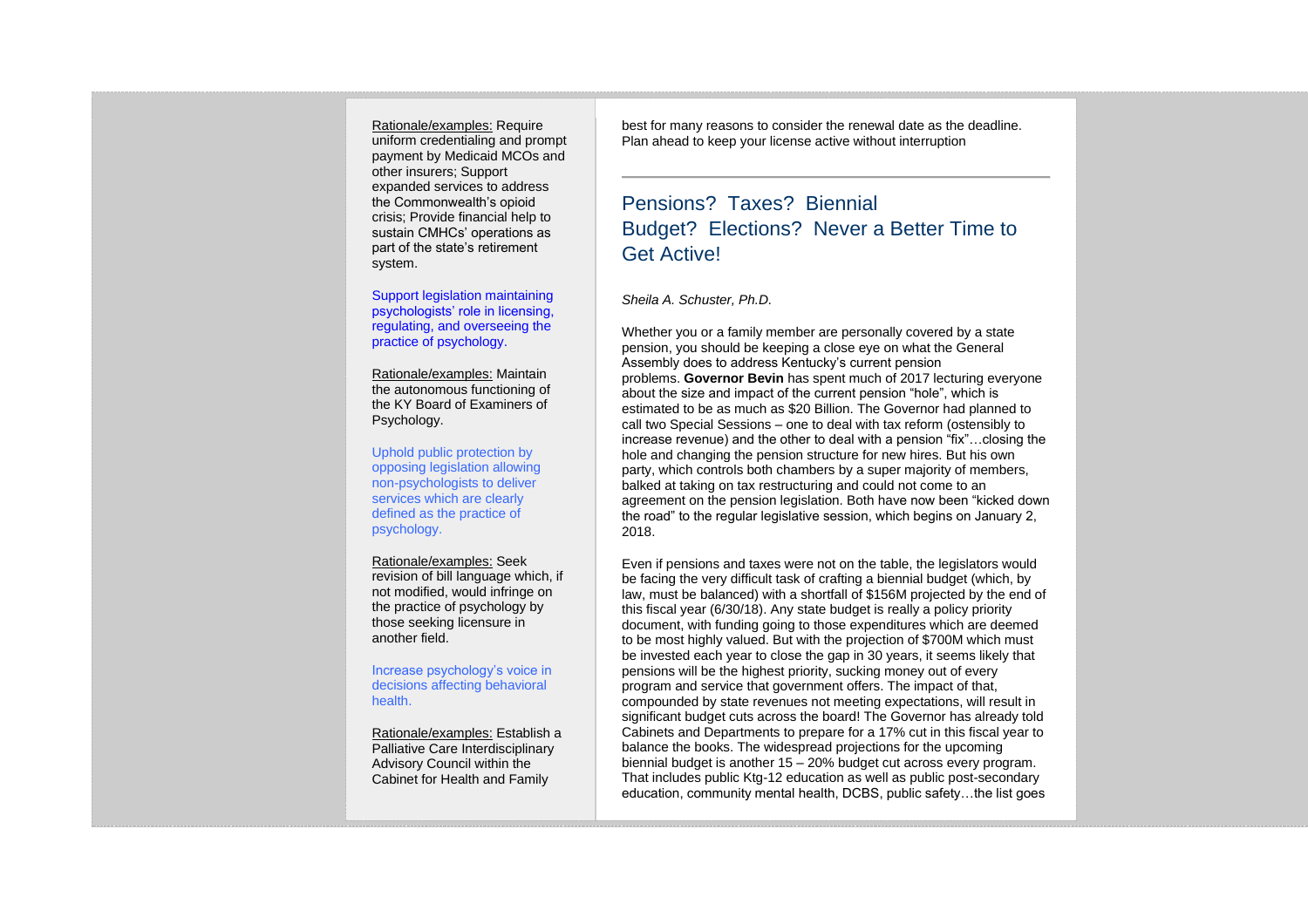Rationale/examples: Require uniform credentialing and prompt payment by Medicaid MCOs and other insurers; Support expanded services to address the Commonwealth's opioid crisis; Provide financial help to sustain CMHCs' operations as part of the state's retirement system.

Support legislation maintaining psychologists' role in licensing, regulating, and overseeing the practice of psychology.

Rationale/examples: Maintain the autonomous functioning of the KY Board of Examiners of Psychology.

Uphold public protection by opposing legislation allowing non-psychologists to deliver services which are clearly defined as the practice of psychology.

Rationale/examples: Seek revision of bill language which, if not modified, would infringe on the practice of psychology by those seeking licensure in another field.

Increase psychology's voice in decisions affecting behavioral health.

Rationale/examples: Establish a Palliative Care Interdisciplinary Advisory Council within the Cabinet for Health and Family

best for many reasons to consider the renewal date as the deadline. Plan ahead to keep your license active without interruption

---

## Pensions? Taxes? Biennial Budget? Elections? Never a Better Time to Get Active!

*Sheila A. Schuster, Ph.D.*

Whether you or a family member are personally covered by a state pension, you should be keeping a close eye on what the General Assembly does to address Kentucky's current pension problems. **Governor Bevin** has spent much of 2017 lecturing everyone about the size and impact of the current pension "hole", which is estimated to be as much as $20 Billion. The Governor had planned to call two Special Sessions – one to deal with tax reform (ostensibly to increase revenue) and the other to deal with a pension "fix"…closing the hole and changing the pension structure for new hires. But his own party, which controls both chambers by a super majority of members, balked at taking on tax restructuring and could not come to an agreement on the pension legislation. Both have now been "kicked down the road" to the regular legislative session, which begins on January 2, 2018.

Even if pensions and taxes were not on the table, the legislators would be facing the very difficult task of crafting a biennial budget (which, by law, must be balanced) with a shortfall of $156M projected by the end of this fiscal year (6/30/18). Any state budget is really a policy priority document, with funding going to those expenditures which are deemed to be most highly valued. But with the projection of $700M which must be invested each year to close the gap in 30 years, it seems likely that pensions will be the highest priority, sucking money out of every program and service that government offers. The impact of that, compounded by state revenues not meeting expectations, will result in significant budget cuts across the board! The Governor has already told Cabinets and Departments to prepare for a 17% cut in this fiscal year to balance the books. The widespread projections for the upcoming biennial budget is another 15 – 20% budget cut across every program. That includes public Ktg-12 education as well as public post-secondary education, community mental health, DCBS, public safety…the list goes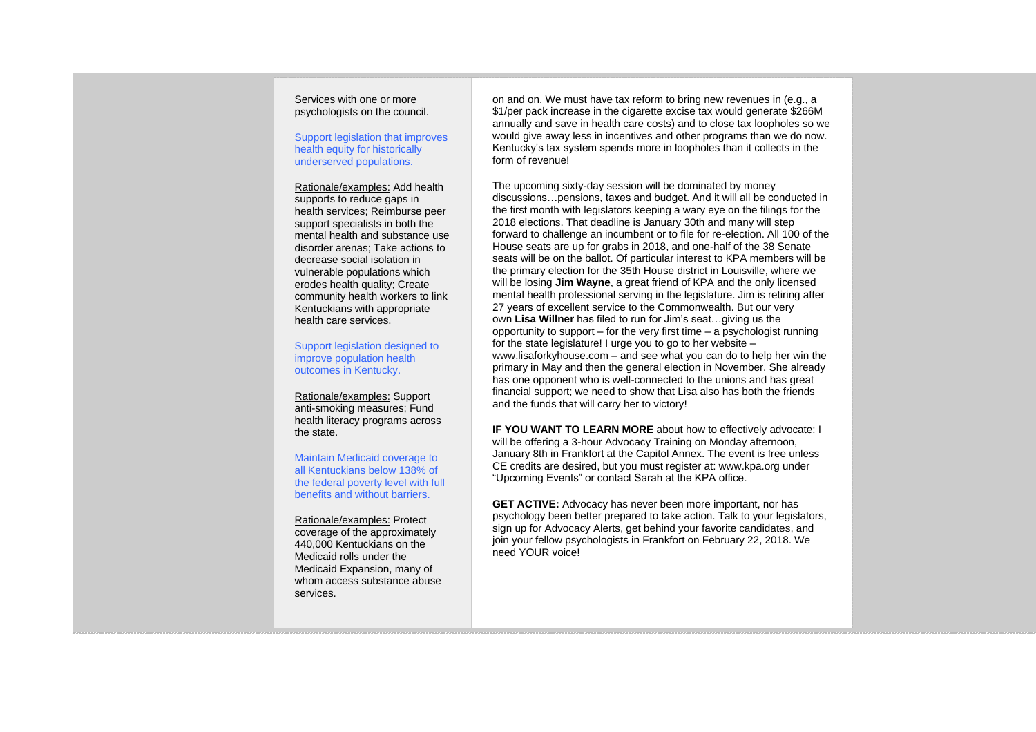Services with one or more psychologists on the council.

Support legislation that improves health equity for historically underserved populations.

Rationale/examples: Add health supports to reduce gaps in health services; Reimburse peer support specialists in both the mental health and substance use disorder arenas; Take actions to decrease social isolation in vulnerable populations which erodes health quality; Create community health workers to link Kentuckians with appropriate health care services.

Support legislation designed to improve population health outcomes in Kentucky.

Rationale/examples: Support anti-smoking measures; Fund health literacy programs across the state.

Maintain Medicaid coverage to all Kentuckians below 138% of the federal poverty level with full benefits and without barriers.

Rationale/examples: Protect coverage of the approximately 440,000 Kentuckians on the Medicaid rolls under the Medicaid Expansion, many of whom access substance abuse services.

on and on. We must have tax reform to bring new revenues in (e.g., a $1/per pack increase in the cigarette excise tax would generate $266M annually and save in health care costs) and to close tax loopholes so we would give away less in incentives and other programs than we do now. Kentucky's tax system spends more in loopholes than it collects in the form of revenue!

The upcoming sixty-day session will be dominated by money discussions…pensions, taxes and budget. And it will all be conducted in the first month with legislators keeping a wary eye on the filings for the 2018 elections. That deadline is January 30th and many will step forward to challenge an incumbent or to file for re-election. All 100 of the House seats are up for grabs in 2018, and one-half of the 38 Senate seats will be on the ballot. Of particular interest to KPA members will be the primary election for the 35th House district in Louisville, where we will be losing **Jim Wayne**, a great friend of KPA and the only licensed mental health professional serving in the legislature. Jim is retiring after 27 years of excellent service to the Commonwealth. But our very own **Lisa Willner** has filed to run for Jim's seat…giving us the opportunity to support – for the very first time – a psychologist running for the state legislature! I urge you to go to her website – www.lisaforkyhouse.com – and see what you can do to help her win the primary in May and then the general election in November. She already has one opponent who is well-connected to the unions and has great financial support; we need to show that Lisa also has both the friends and the funds that will carry her to victory!

**IF YOU WANT TO LEARN MORE** about how to effectively advocate: I will be offering a 3-hour Advocacy Training on Monday afternoon, January 8th in Frankfort at the Capitol Annex. The event is free unless CE credits are desired, but you must register at: www.kpa.org under "Upcoming Events" or contact Sarah at the KPA office.

**GET ACTIVE:** Advocacy has never been more important, nor has psychology been better prepared to take action. Talk to your legislators, sign up for Advocacy Alerts, get behind your favorite candidates, and join your fellow psychologists in Frankfort on February 22, 2018. We need YOUR voice!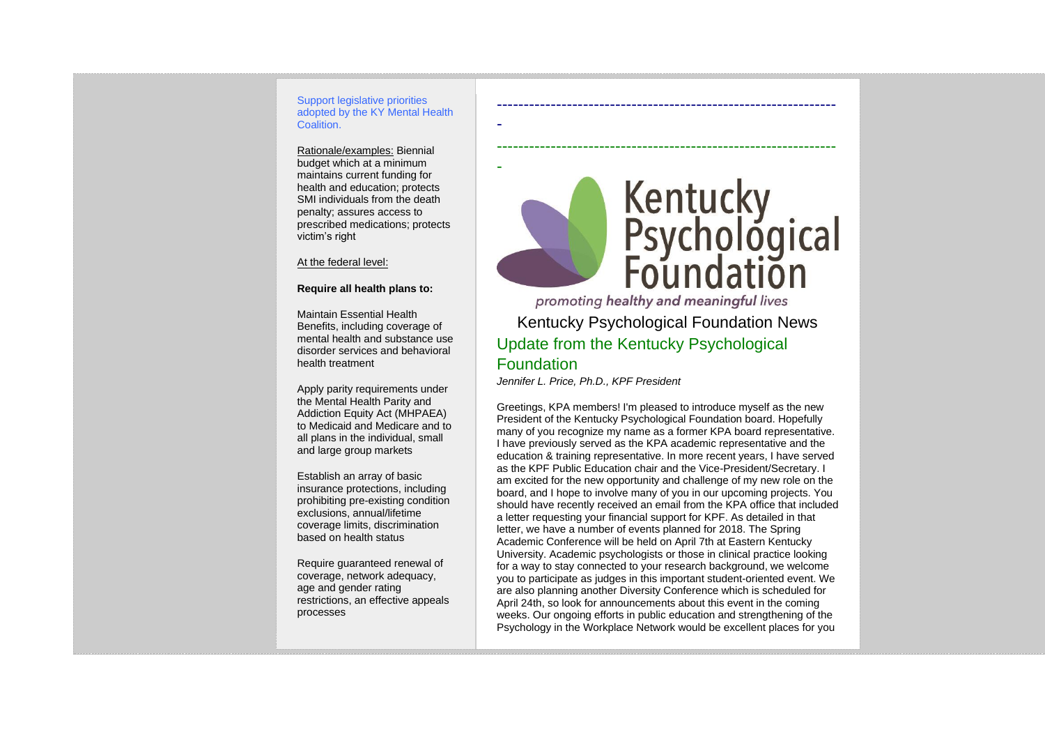Support legislative priorities adopted by the KY Mental Health Coalition.

Rationale/examples: Biennial budget which at a minimum maintains current funding for health and education; protects SMI individuals from the death penalty; assures access to prescribed medications; protects victim's right

At the federal level:

**Require all health plans to:**

Maintain Essential Health Benefits, including coverage of mental health and substance use disorder services and behavioral health treatment

Apply parity requirements under the Mental Health Parity and Addiction Equity Act (MHPAEA) to Medicaid and Medicare and to all plans in the individual, small and large group markets

Establish an array of basic insurance protections, including prohibiting pre-existing condition exclusions, annual/lifetime coverage limits, discrimination based on health status

Require guaranteed renewal of coverage, network adequacy, age and gender rating restrictions, an effective appeals processes

---

---

Kentucky Psychological Foundation

*promoting healthy and meaningful lives*

## Kentucky Psychological Foundation News

### Update from the Kentucky Psychological Foundation

*Jennifer L. Price, Ph.D., KPF President*

Greetings, KPA members! I'm pleased to introduce myself as the new President of the Kentucky Psychological Foundation board. Hopefully many of you recognize my name as a former KPA board representative. I have previously served as the KPA academic representative and the education & training representative. In more recent years, I have served as the KPF Public Education chair and the Vice-President/Secretary. I am excited for the new opportunity and challenge of my new role on the board, and I hope to involve many of you in our upcoming projects. You should have recently received an email from the KPA office that included a letter requesting your financial support for KPF. As detailed in that letter, we have a number of events planned for 2018. The Spring Academic Conference will be held on April 7th at Eastern Kentucky University. Academic psychologists or those in clinical practice looking for a way to stay connected to your research background, we welcome you to participate as judges in this important student-oriented event. We are also planning another Diversity Conference which is scheduled for April 24th, so look for announcements about this event in the coming weeks. Our ongoing efforts in public education and strengthening of the Psychology in the Workplace Network would be excellent places for you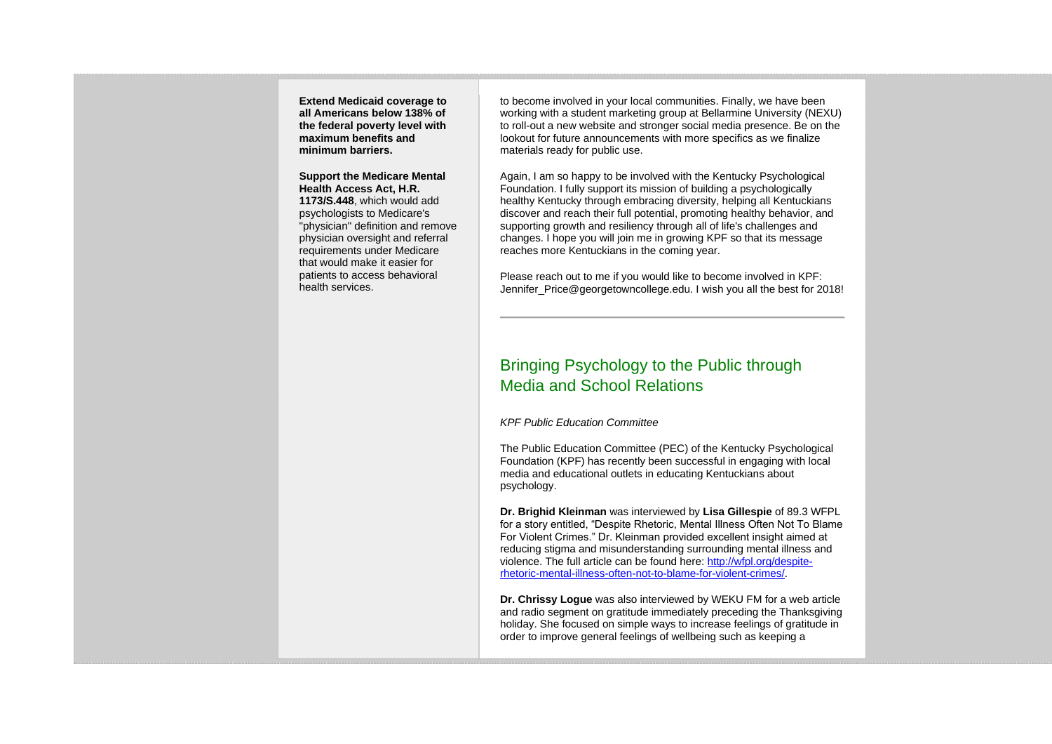**Extend Medicaid coverage to all Americans below 138% of the federal poverty level with maximum benefits and minimum barriers.**

**Support the Medicare Mental Health Access Act, H.R. 1173/S.448**, which would add psychologists to Medicare's "physician" definition and remove physician oversight and referral requirements under Medicare that would make it easier for patients to access behavioral health services.

to become involved in your local communities. Finally, we have been working with a student marketing group at Bellarmine University (NEXU) to roll-out a new website and stronger social media presence. Be on the lookout for future announcements with more specifics as we finalize materials ready for public use.

Again, I am so happy to be involved with the Kentucky Psychological Foundation. I fully support its mission of building a psychologically healthy Kentucky through embracing diversity, helping all Kentuckians discover and reach their full potential, promoting healthy behavior, and supporting growth and resiliency through all of life's challenges and changes. I hope you will join me in growing KPF so that its message reaches more Kentuckians in the coming year.

Please reach out to me if you would like to become involved in KPF: Jennifer_Price@georgetowncollege.edu. I wish you all the best for 2018!

---

## Bringing Psychology to the Public through Media and School Relations

*KPF Public Education Committee*

The Public Education Committee (PEC) of the Kentucky Psychological Foundation (KPF) has recently been successful in engaging with local media and educational outlets in educating Kentuckians about psychology.

**Dr. Brighid Kleinman** was interviewed by **Lisa Gillespie** of 89.3 WFPL for a story entitled, "Despite Rhetoric, Mental Illness Often Not To Blame For Violent Crimes." Dr. Kleinman provided excellent insight aimed at reducing stigma and misunderstanding surrounding mental illness and violence. The full article can be found here: [http://wfpl.org/despite-rhetoric-mental-illness-often-not-to-blame-for-violent-crimes/](http://wfpl.org/despite-rhetoric-mental-illness-often-not-to-blame-for-violent-crimes/).

**Dr. Chrissy Logue** was also interviewed by WEKU FM for a web article and radio segment on gratitude immediately preceding the Thanksgiving holiday. She focused on simple ways to increase feelings of gratitude in order to improve general feelings of wellbeing such as keeping a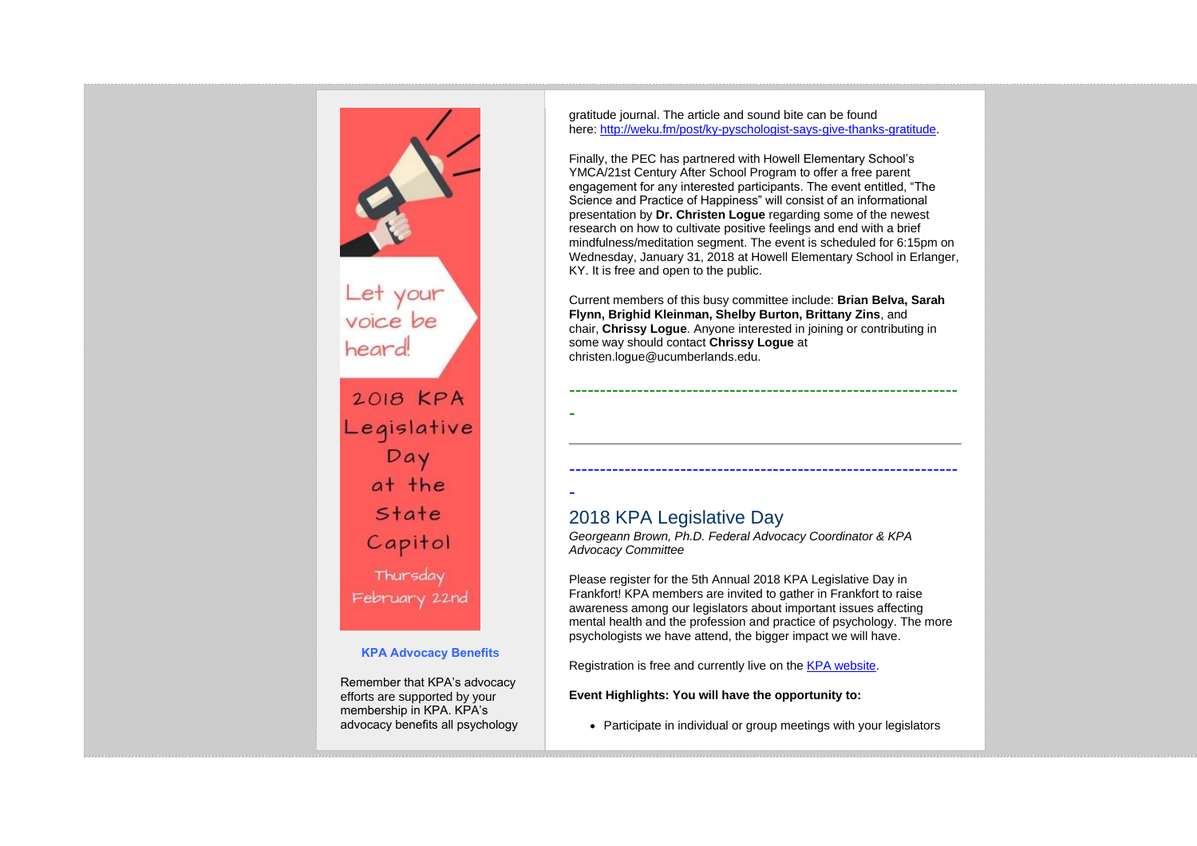Let your voice be heard!

2018 KPA Legislative Day at the State Capitol

Thursday February 22nd

**KPA Advocacy Benefits**

Remember that KPA's advocacy efforts are supported by your membership in KPA. KPA's advocacy benefits all psychology

gratitude journal. The article and sound bite can be found here: http://weku.fm/post/ky-pyschologist-says-give-thanks-gratitude.

Finally, the PEC has partnered with Howell Elementary School's YMCA/21st Century After School Program to offer a free parent engagement for any interested participants. The event entitled, "The Science and Practice of Happiness" will consist of an informational presentation by **Dr. Christen Logue** regarding some of the newest research on how to cultivate positive feelings and end with a brief mindfulness/meditation segment. The event is scheduled for 6:15pm on Wednesday, January 31, 2018 at Howell Elementary School in Erlanger, KY. It is free and open to the public.

Current members of this busy committee include: **Brian Belva, Sarah Flynn, Brighid Kleinman, Shelby Burton, Brittany Zins**, and chair, **Chrissy Logue**. Anyone interested in joining or contributing in some way should contact **Chrissy Logue** at christen.logue@ucumberlands.edu.

---

## 2018 KPA Legislative Day

*Georgeann Brown, Ph.D. Federal Advocacy Coordinator & KPA Advocacy Committee*

Please register for the 5th Annual 2018 KPA Legislative Day in Frankfort! KPA members are invited to gather in Frankfort to raise awareness among our legislators about important issues affecting mental health and the profession and practice of psychology. The more psychologists we have attend, the bigger impact we will have.

Registration is free and currently live on the KPA website.

**Event Highlights: You will have the opportunity to:**

- Participate in individual or group meetings with your legislators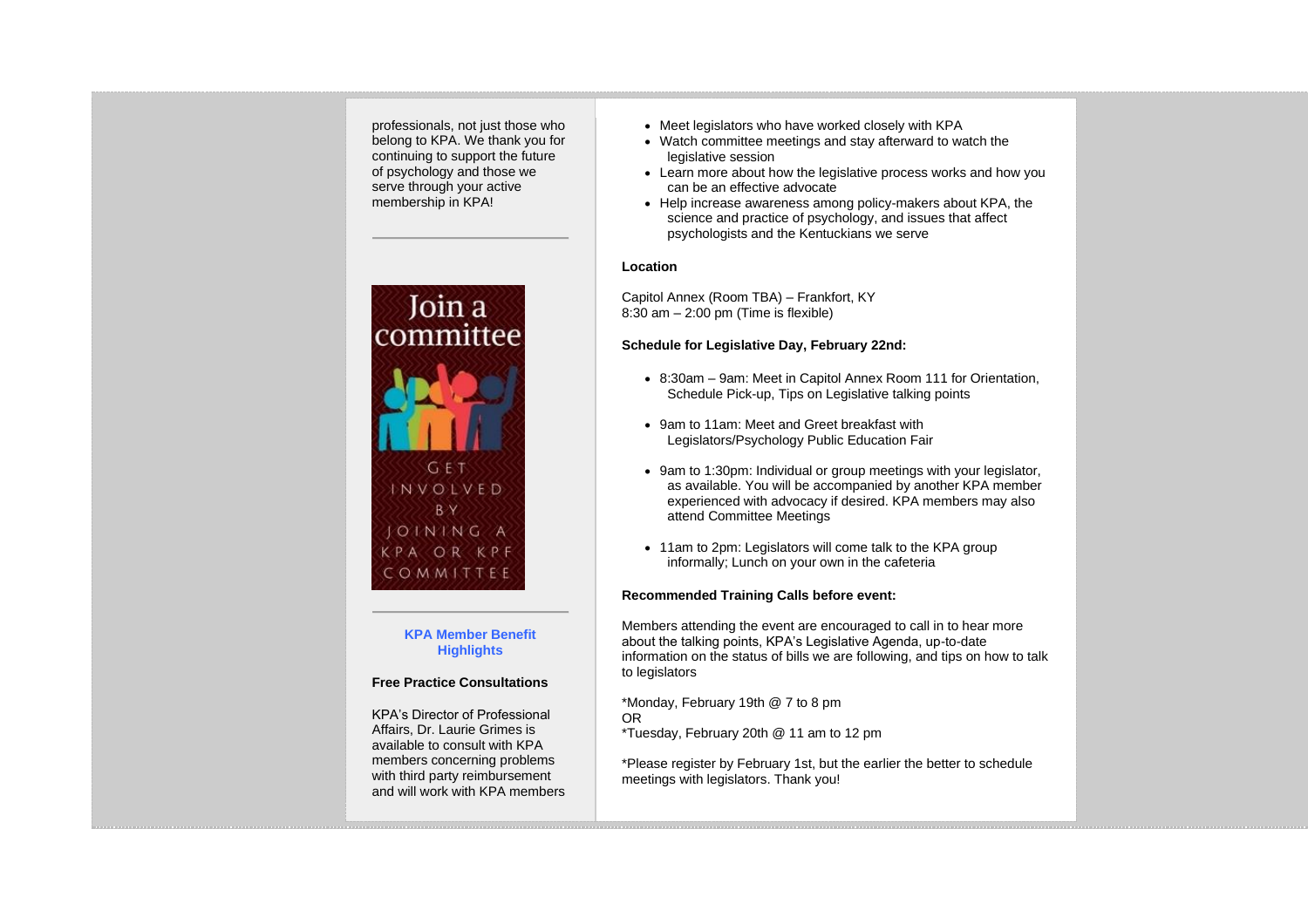professionals, not just those who belong to KPA. We thank you for continuing to support the future of psychology and those we serve through your active membership in KPA!

Join a committee

GET INVOLVED BY JOINING A KPA OR KPF COMMITTEE

**KPA Member Benefit Highlights**

**Free Practice Consultations**

KPA's Director of Professional Affairs, Dr. Laurie Grimes is available to consult with KPA members concerning problems with third party reimbursement and will work with KPA members

- Meet legislators who have worked closely with KPA
- Watch committee meetings and stay afterward to watch the legislative session
- Learn more about how the legislative process works and how you can be an effective advocate
- Help increase awareness among policy-makers about KPA, the science and practice of psychology, and issues that affect psychologists and the Kentuckians we serve

**Location**

Capitol Annex (Room TBA) – Frankfort, KY
8:30 am – 2:00 pm (Time is flexible)

**Schedule for Legislative Day, February 22nd:**

- 8:30am – 9am: Meet in Capitol Annex Room 111 for Orientation, Schedule Pick-up, Tips on Legislative talking points
- 9am to 11am: Meet and Greet breakfast with Legislators/Psychology Public Education Fair
- 9am to 1:30pm: Individual or group meetings with your legislator, as available. You will be accompanied by another KPA member experienced with advocacy if desired. KPA members may also attend Committee Meetings
- 11am to 2pm: Legislators will come talk to the KPA group informally; Lunch on your own in the cafeteria

**Recommended Training Calls before event:**

Members attending the event are encouraged to call in to hear more about the talking points, KPA's Legislative Agenda, up-to-date information on the status of bills we are following, and tips on how to talk to legislators

*Monday, February 19th @ 7 to 8 pm
OR
*Tuesday, February 20th @ 11 am to 12 pm

*Please register by February 1st, but the earlier the better to schedule meetings with legislators. Thank you!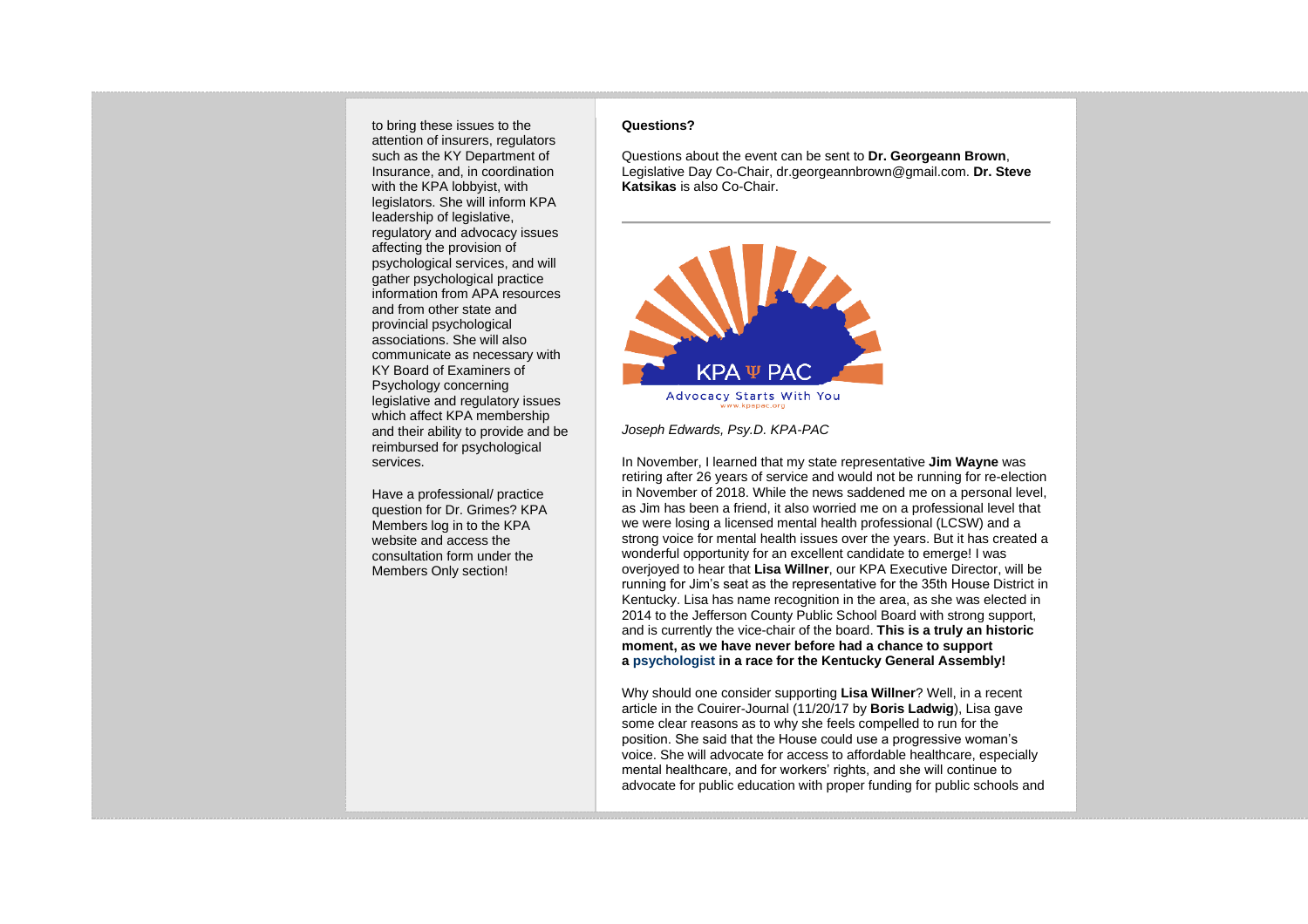to bring these issues to the attention of insurers, regulators such as the KY Department of Insurance, and, in coordination with the KPA lobbyist, with legislators. She will inform KPA leadership of legislative, regulatory and advocacy issues affecting the provision of psychological services, and will gather psychological practice information from APA resources and from other state and provincial psychological associations. She will also communicate as necessary with KY Board of Examiners of Psychology concerning legislative and regulatory issues which affect KPA membership and their ability to provide and be reimbursed for psychological services.

Have a professional/ practice question for Dr. Grimes? KPA Members log in to the KPA website and access the consultation form under the Members Only section!

**Questions?**

Questions about the event can be sent to **Dr. Georgeann Brown**, Legislative Day Co-Chair, dr.georgeannbrown@gmail.com. **Dr. Steve Katsikas** is also Co-Chair.

---

KPA Ψ PAC

Advocacy Starts With You

www.kpapac.org

*Joseph Edwards, Psy.D. KPA-PAC*

In November, I learned that my state representative **Jim Wayne** was retiring after 26 years of service and would not be running for re-election in November of 2018. While the news saddened me on a personal level, as Jim has been a friend, it also worried me on a professional level that we were losing a licensed mental health professional (LCSW) and a strong voice for mental health issues over the years. But it has created a wonderful opportunity for an excellent candidate to emerge! I was overjoyed to hear that **Lisa Willner**, our KPA Executive Director, will be running for Jim's seat as the representative for the 35th House District in Kentucky. Lisa has name recognition in the area, as she was elected in 2014 to the Jefferson County Public School Board with strong support, and is currently the vice-chair of the board. **This is a truly an historic moment, as we have never before had a chance to support a psychologist in a race for the Kentucky General Assembly!**

Why should one consider supporting **Lisa Willner**? Well, in a recent article in the Couirer-Journal (11/20/17 by **Boris Ladwig**), Lisa gave some clear reasons as to why she feels compelled to run for the position. She said that the House could use a progressive woman's voice. She will advocate for access to affordable healthcare, especially mental healthcare, and for workers' rights, and she will continue to advocate for public education with proper funding for public schools and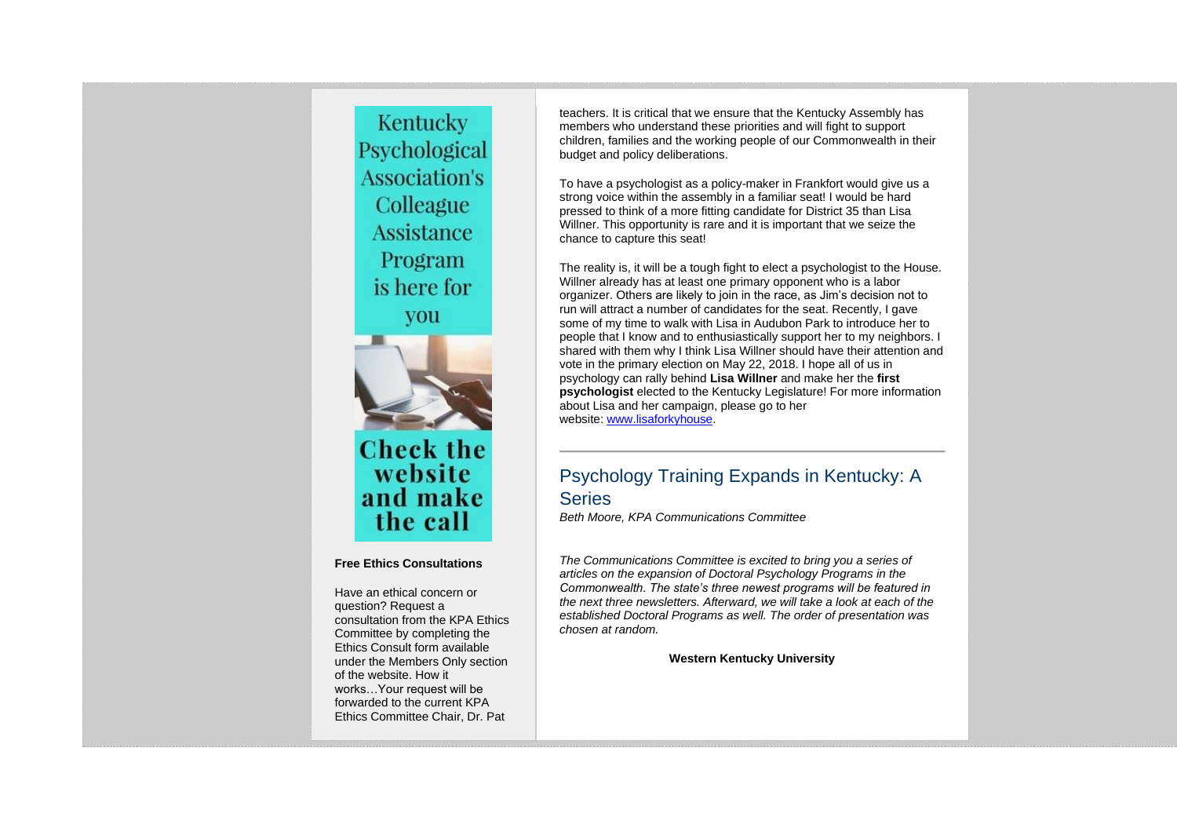Kentucky Psychological Association's Colleague Assistance Program is here for you

Check the website and make the call

**Free Ethics Consultations**

Have an ethical concern or question? Request a consultation from the KPA Ethics Committee by completing the Ethics Consult form available under the Members Only section of the website. How it works…Your request will be forwarded to the current KPA Ethics Committee Chair, Dr. Pat

teachers. It is critical that we ensure that the Kentucky Assembly has members who understand these priorities and will fight to support children, families and the working people of our Commonwealth in their budget and policy deliberations.

To have a psychologist as a policy-maker in Frankfort would give us a strong voice within the assembly in a familiar seat! I would be hard pressed to think of a more fitting candidate for District 35 than Lisa Willner. This opportunity is rare and it is important that we seize the chance to capture this seat!

The reality is, it will be a tough fight to elect a psychologist to the House. Willner already has at least one primary opponent who is a labor organizer. Others are likely to join in the race, as Jim's decision not to run will attract a number of candidates for the seat. Recently, I gave some of my time to walk with Lisa in Audubon Park to introduce her to people that I know and to enthusiastically support her to my neighbors. I shared with them why I think Lisa Willner should have their attention and vote in the primary election on May 22, 2018. I hope all of us in psychology can rally behind **Lisa Willner** and make her the **first psychologist** elected to the Kentucky Legislature! For more information about Lisa and her campaign, please go to her website: [www.lisaforkyhouse](www.lisaforkyhouse).

---

## Psychology Training Expands in Kentucky: A Series

*Beth Moore, KPA Communications Committee*

*The Communications Committee is excited to bring you a series of articles on the expansion of Doctoral Psychology Programs in the Commonwealth. The state's three newest programs will be featured in the next three newsletters. Afterward, we will take a look at each of the established Doctoral Programs as well. The order of presentation was chosen at random.*

**Western Kentucky University**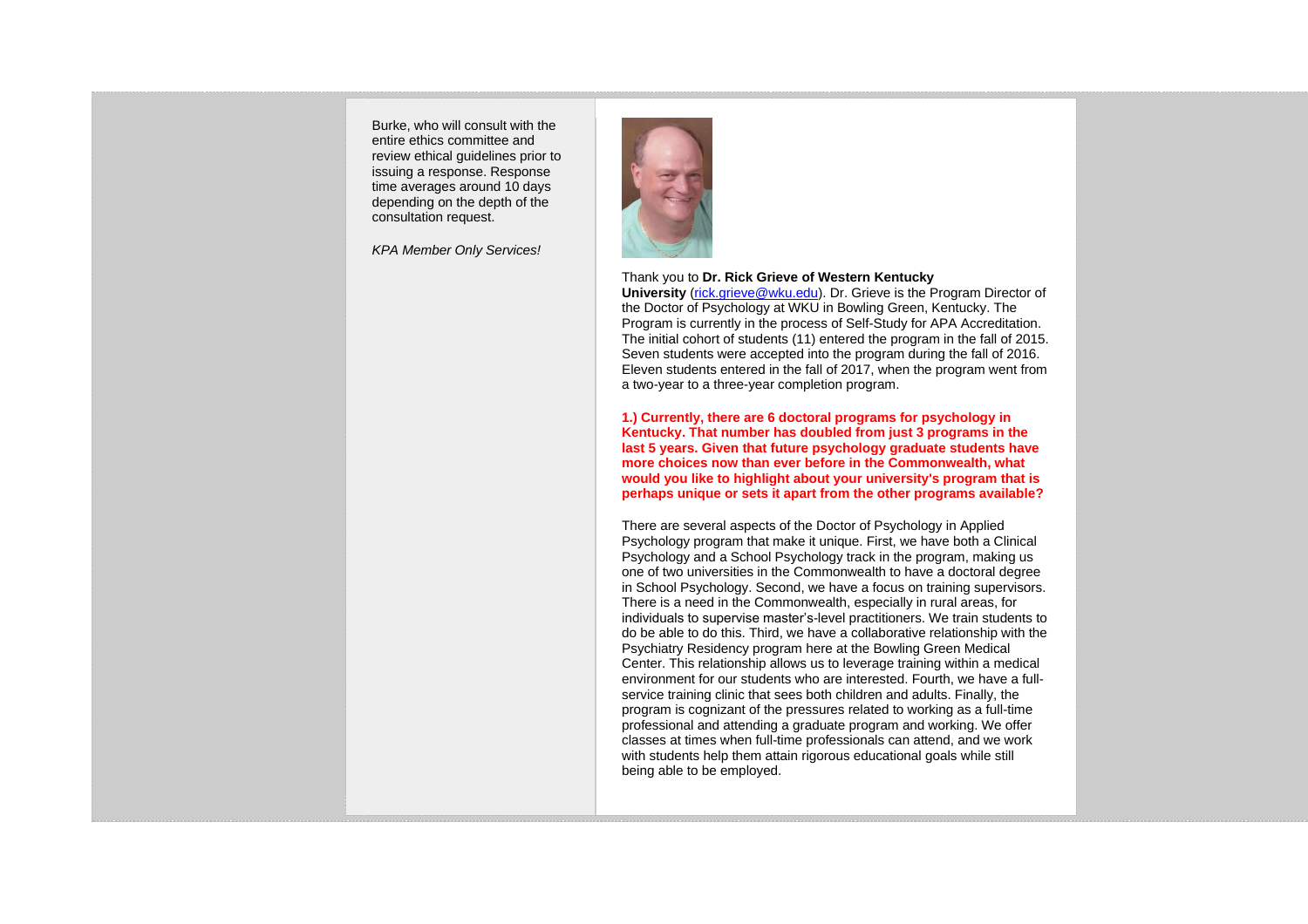Burke, who will consult with the entire ethics committee and review ethical guidelines prior to issuing a response. Response time averages around 10 days depending on the depth of the consultation request.

*KPA Member Only Services!*

Thank you to **Dr. Rick Grieve of Western Kentucky University** (rick.grieve@wku.edu). Dr. Grieve is the Program Director of the Doctor of Psychology at WKU in Bowling Green, Kentucky. The Program is currently in the process of Self-Study for APA Accreditation. The initial cohort of students (11) entered the program in the fall of 2015. Seven students were accepted into the program during the fall of 2016. Eleven students entered in the fall of 2017, when the program went from a two-year to a three-year completion program.

**1.) Currently, there are 6 doctoral programs for psychology in Kentucky. That number has doubled from just 3 programs in the last 5 years. Given that future psychology graduate students have more choices now than ever before in the Commonwealth, what would you like to highlight about your university's program that is perhaps unique or sets it apart from the other programs available?**

There are several aspects of the Doctor of Psychology in Applied Psychology program that make it unique. First, we have both a Clinical Psychology and a School Psychology track in the program, making us one of two universities in the Commonwealth to have a doctoral degree in School Psychology. Second, we have a focus on training supervisors. There is a need in the Commonwealth, especially in rural areas, for individuals to supervise master's-level practitioners. We train students to do be able to do this. Third, we have a collaborative relationship with the Psychiatry Residency program here at the Bowling Green Medical Center. This relationship allows us to leverage training within a medical environment for our students who are interested. Fourth, we have a full-service training clinic that sees both children and adults. Finally, the program is cognizant of the pressures related to working as a full-time professional and attending a graduate program and working. We offer classes at times when full-time professionals can attend, and we work with students help them attain rigorous educational goals while still being able to be employed.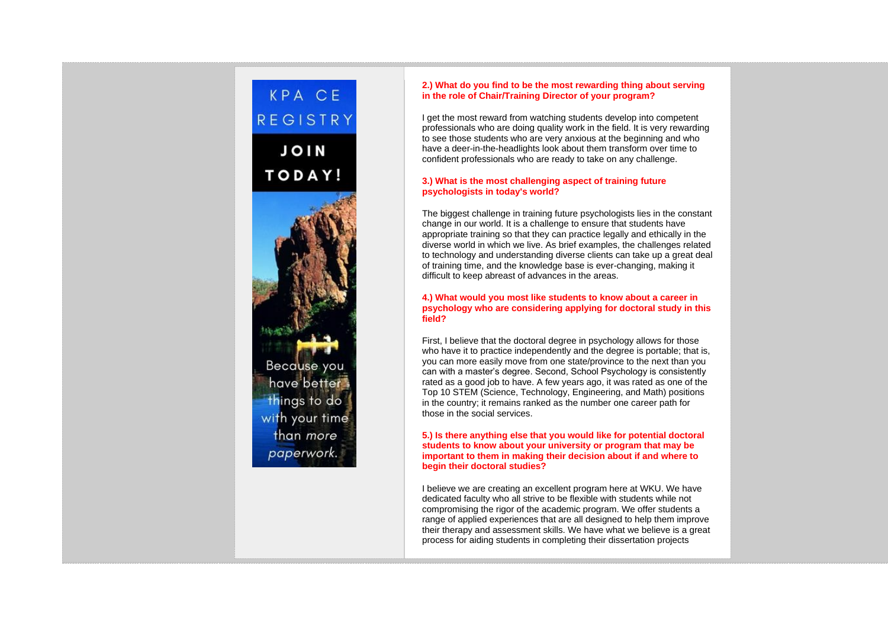KPA CE REGISTRY

JOIN TODAY!

Because you have better things to do with your time than *more* paperwork.

**2.) What do you find to be the most rewarding thing about serving in the role of Chair/Training Director of your program?**

I get the most reward from watching students develop into competent professionals who are doing quality work in the field. It is very rewarding to see those students who are very anxious at the beginning and who have a deer-in-the-headlights look about them transform over time to confident professionals who are ready to take on any challenge.

**3.) What is the most challenging aspect of training future psychologists in today's world?**

The biggest challenge in training future psychologists lies in the constant change in our world. It is a challenge to ensure that students have appropriate training so that they can practice legally and ethically in the diverse world in which we live. As brief examples, the challenges related to technology and understanding diverse clients can take up a great deal of training time, and the knowledge base is ever-changing, making it difficult to keep abreast of advances in the areas.

**4.) What would you most like students to know about a career in psychology who are considering applying for doctoral study in this field?**

First, I believe that the doctoral degree in psychology allows for those who have it to practice independently and the degree is portable; that is, you can more easily move from one state/province to the next than you can with a master's degree. Second, School Psychology is consistently rated as a good job to have. A few years ago, it was rated as one of the Top 10 STEM (Science, Technology, Engineering, and Math) positions in the country; it remains ranked as the number one career path for those in the social services.

**5.) Is there anything else that you would like for potential doctoral students to know about your university or program that may be important to them in making their decision about if and where to begin their doctoral studies?**

I believe we are creating an excellent program here at WKU. We have dedicated faculty who all strive to be flexible with students while not compromising the rigor of the academic program. We offer students a range of applied experiences that are all designed to help them improve their therapy and assessment skills. We have what we believe is a great process for aiding students in completing their dissertation projects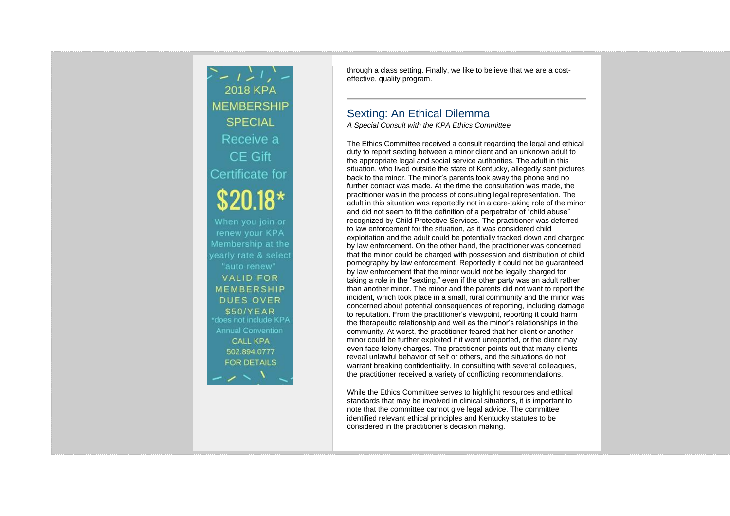2018 KPA MEMBERSHIP SPECIAL

Receive a CE Gift Certificate for

$20.18*

When you join or renew your KPA Membership at the yearly rate & select "auto renew"

VALID FOR MEMBERSHIP DUES OVER $50/YEAR

*does not include KPA Annual Convention

CALL KPA 502.894.0777 FOR DETAILS

through a class setting. Finally, we like to believe that we are a cost-effective, quality program.

---

## Sexting: An Ethical Dilemma

*A Special Consult with the KPA Ethics Committee*

The Ethics Committee received a consult regarding the legal and ethical duty to report sexting between a minor client and an unknown adult to the appropriate legal and social service authorities. The adult in this situation, who lived outside the state of Kentucky, allegedly sent pictures back to the minor. The minor's parents took away the phone and no further contact was made. At the time the consultation was made, the practitioner was in the process of consulting legal representation. The adult in this situation was reportedly not in a care-taking role of the minor and did not seem to fit the definition of a perpetrator of "child abuse" recognized by Child Protective Services. The practitioner was deferred to law enforcement for the situation, as it was considered child exploitation and the adult could be potentially tracked down and charged by law enforcement. On the other hand, the practitioner was concerned that the minor could be charged with possession and distribution of child pornography by law enforcement. Reportedly it could not be guaranteed by law enforcement that the minor would not be legally charged for taking a role in the "sexting," even if the other party was an adult rather than another minor. The minor and the parents did not want to report the incident, which took place in a small, rural community and the minor was concerned about potential consequences of reporting, including damage to reputation. From the practitioner's viewpoint, reporting it could harm the therapeutic relationship and well as the minor's relationships in the community. At worst, the practitioner feared that her client or another minor could be further exploited if it went unreported, or the client may even face felony charges. The practitioner points out that many clients reveal unlawful behavior of self or others, and the situations do not warrant breaking confidentiality. In consulting with several colleagues, the practitioner received a variety of conflicting recommendations.

While the Ethics Committee serves to highlight resources and ethical standards that may be involved in clinical situations, it is important to note that the committee cannot give legal advice. The committee identified relevant ethical principles and Kentucky statutes to be considered in the practitioner's decision making.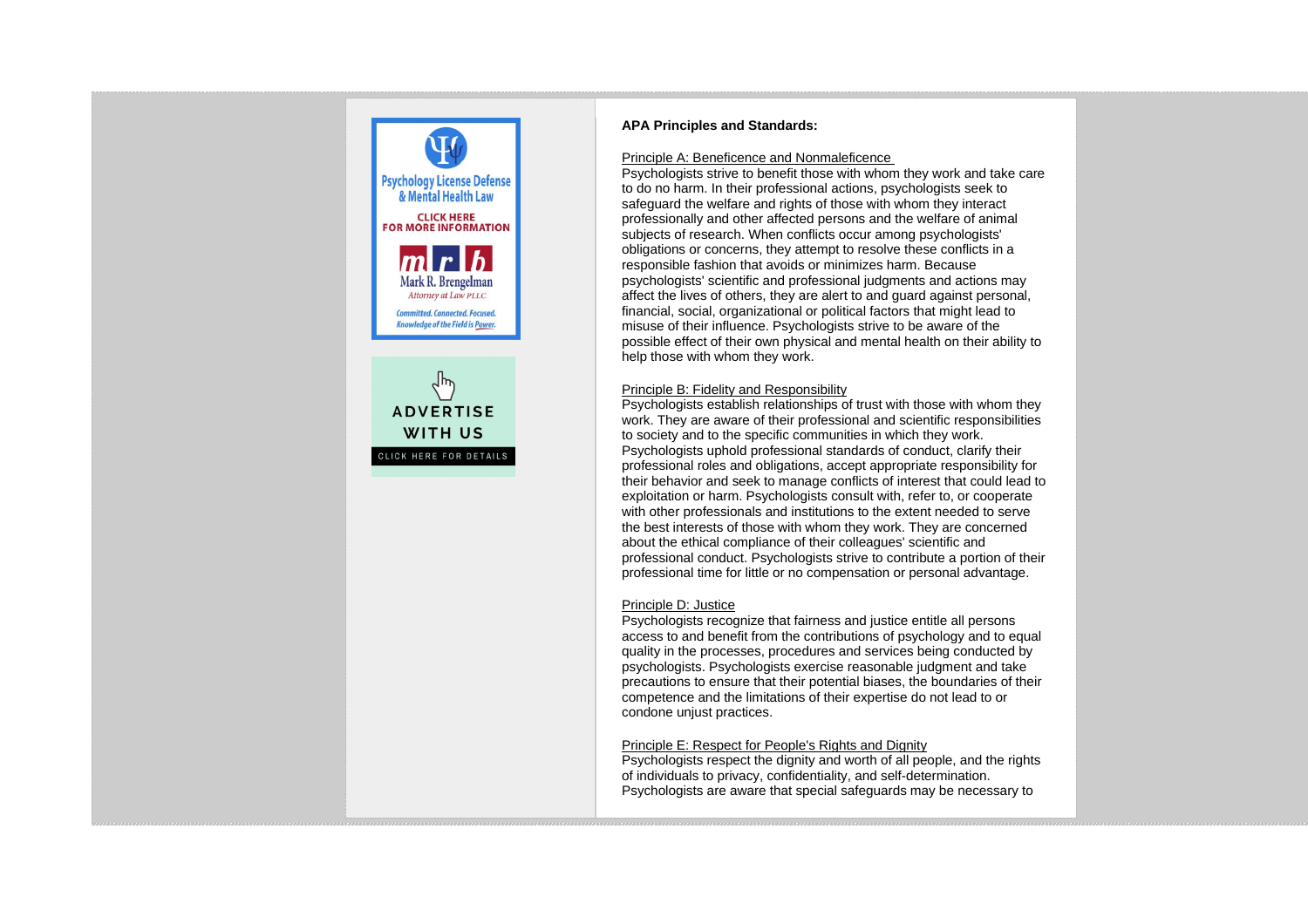**APA Principles and Standards:**

Principle A: Beneficence and Nonmaleficence

Psychologists strive to benefit those with whom they work and take care to do no harm. In their professional actions, psychologists seek to safeguard the welfare and rights of those with whom they interact professionally and other affected persons and the welfare of animal subjects of research. When conflicts occur among psychologists' obligations or concerns, they attempt to resolve these conflicts in a responsible fashion that avoids or minimizes harm. Because psychologists' scientific and professional judgments and actions may affect the lives of others, they are alert to and guard against personal, financial, social, organizational or political factors that might lead to misuse of their influence. Psychologists strive to be aware of the possible effect of their own physical and mental health on their ability to help those with whom they work.

Principle B: Fidelity and Responsibility

Psychologists establish relationships of trust with those with whom they work. They are aware of their professional and scientific responsibilities to society and to the specific communities in which they work. Psychologists uphold professional standards of conduct, clarify their professional roles and obligations, accept appropriate responsibility for their behavior and seek to manage conflicts of interest that could lead to exploitation or harm. Psychologists consult with, refer to, or cooperate with other professionals and institutions to the extent needed to serve the best interests of those with whom they work. They are concerned about the ethical compliance of their colleagues' scientific and professional conduct. Psychologists strive to contribute a portion of their professional time for little or no compensation or personal advantage.

Principle D: Justice

Psychologists recognize that fairness and justice entitle all persons access to and benefit from the contributions of psychology and to equal quality in the processes, procedures and services being conducted by psychologists. Psychologists exercise reasonable judgment and take precautions to ensure that their potential biases, the boundaries of their competence and the limitations of their expertise do not lead to or condone unjust practices.

Principle E: Respect for People's Rights and Dignity

Psychologists respect the dignity and worth of all people, and the rights of individuals to privacy, confidentiality, and self-determination. Psychologists are aware that special safeguards may be necessary to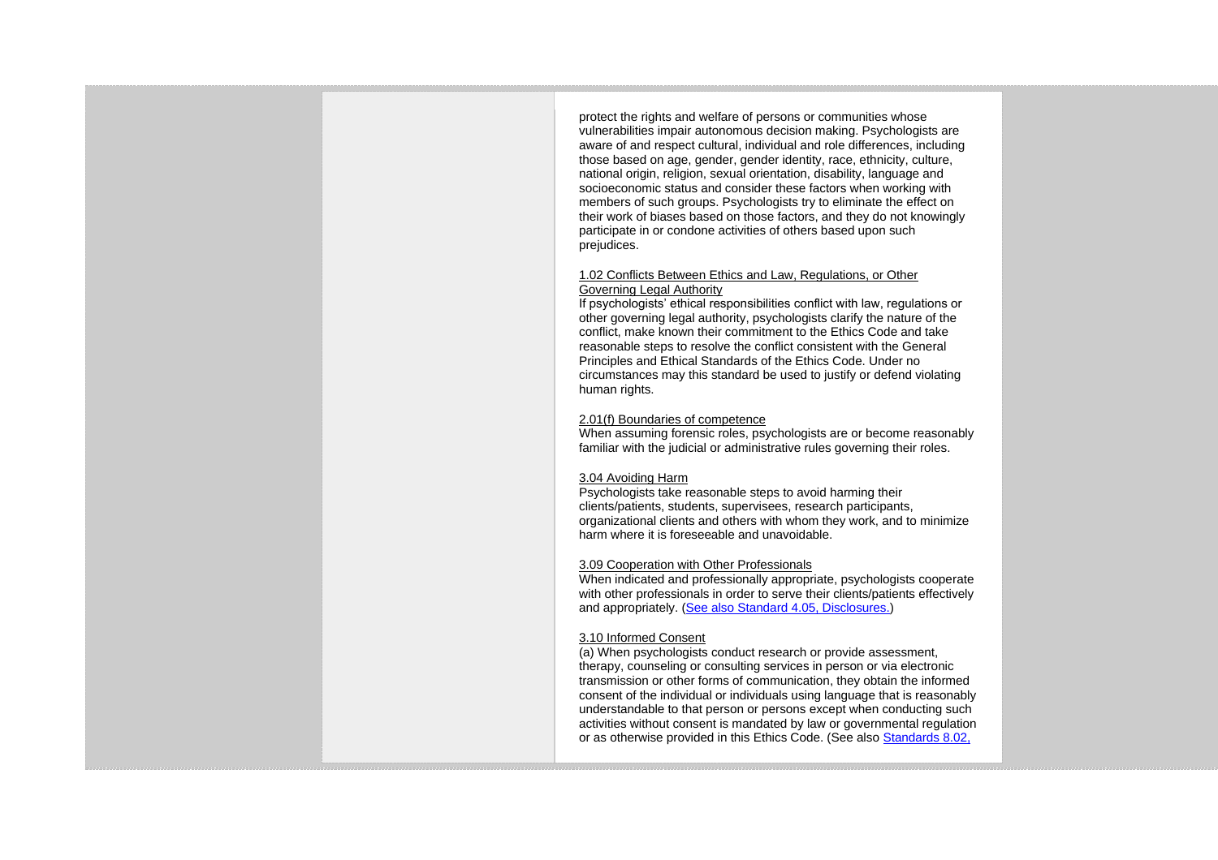protect the rights and welfare of persons or communities whose vulnerabilities impair autonomous decision making. Psychologists are aware of and respect cultural, individual and role differences, including those based on age, gender, gender identity, race, ethnicity, culture, national origin, religion, sexual orientation, disability, language and socioeconomic status and consider these factors when working with members of such groups. Psychologists try to eliminate the effect on their work of biases based on those factors, and they do not knowingly participate in or condone activities of others based upon such prejudices.

1.02 Conflicts Between Ethics and Law, Regulations, or Other Governing Legal Authority
If psychologists' ethical responsibilities conflict with law, regulations or other governing legal authority, psychologists clarify the nature of the conflict, make known their commitment to the Ethics Code and take reasonable steps to resolve the conflict consistent with the General Principles and Ethical Standards of the Ethics Code. Under no circumstances may this standard be used to justify or defend violating human rights.

2.01(f) Boundaries of competence
When assuming forensic roles, psychologists are or become reasonably familiar with the judicial or administrative rules governing their roles.

3.04 Avoiding Harm
Psychologists take reasonable steps to avoid harming their clients/patients, students, supervisees, research participants, organizational clients and others with whom they work, and to minimize harm where it is foreseeable and unavoidable.

3.09 Cooperation with Other Professionals
When indicated and professionally appropriate, psychologists cooperate with other professionals in order to serve their clients/patients effectively and appropriately. (See also Standard 4.05, Disclosures.)

3.10 Informed Consent
(a) When psychologists conduct research or provide assessment, therapy, counseling or consulting services in person or via electronic transmission or other forms of communication, they obtain the informed consent of the individual or individuals using language that is reasonably understandable to that person or persons except when conducting such activities without consent is mandated by law or governmental regulation or as otherwise provided in this Ethics Code. (See also Standards 8.02,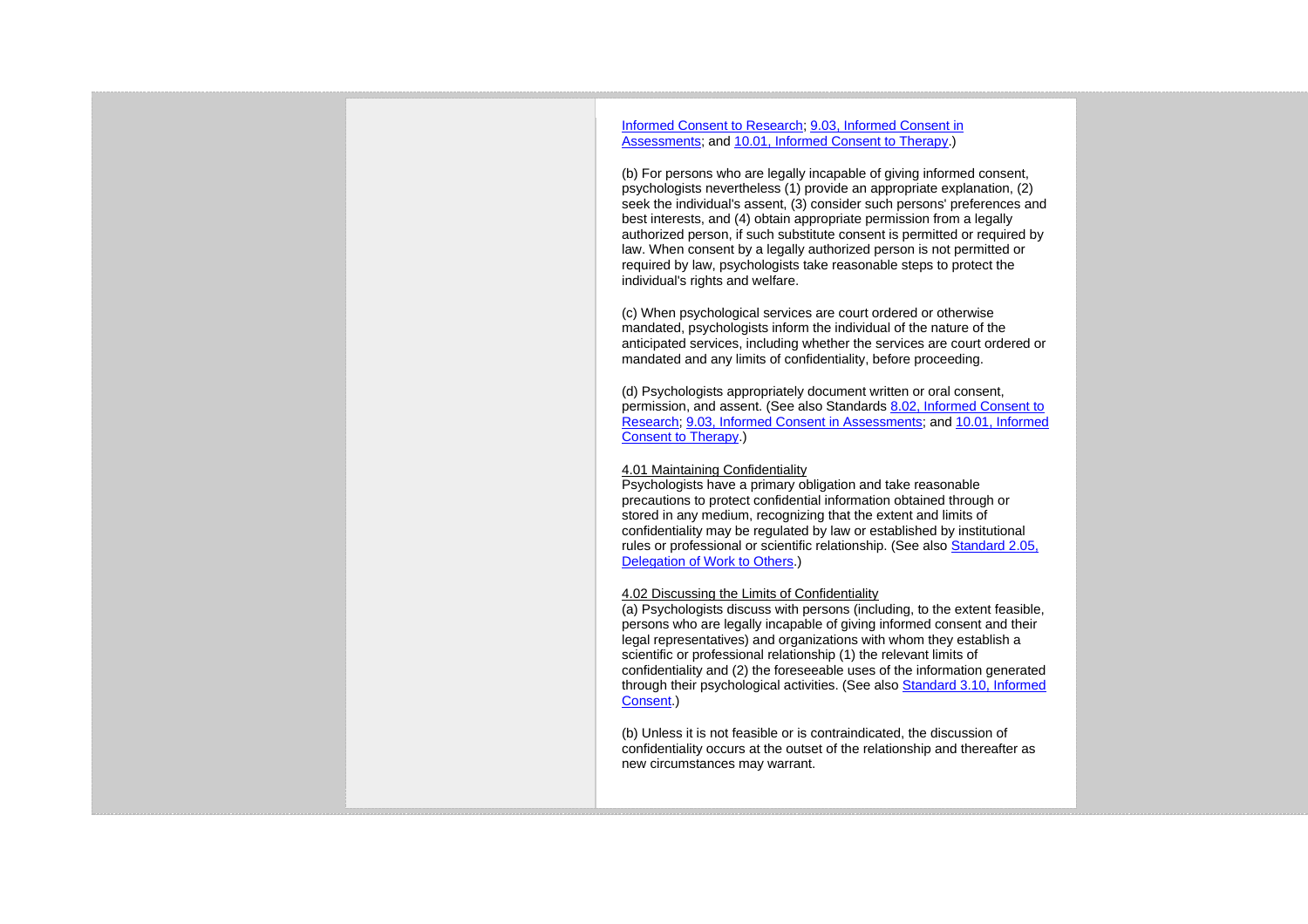Informed Consent to Research; 9.03, Informed Consent in Assessments; and 10.01, Informed Consent to Therapy.)

(b) For persons who are legally incapable of giving informed consent, psychologists nevertheless (1) provide an appropriate explanation, (2) seek the individual's assent, (3) consider such persons' preferences and best interests, and (4) obtain appropriate permission from a legally authorized person, if such substitute consent is permitted or required by law. When consent by a legally authorized person is not permitted or required by law, psychologists take reasonable steps to protect the individual's rights and welfare.

(c) When psychological services are court ordered or otherwise mandated, psychologists inform the individual of the nature of the anticipated services, including whether the services are court ordered or mandated and any limits of confidentiality, before proceeding.

(d) Psychologists appropriately document written or oral consent, permission, and assent. (See also Standards 8.02, Informed Consent to Research; 9.03, Informed Consent in Assessments; and 10.01, Informed Consent to Therapy.)

4.01 Maintaining Confidentiality
Psychologists have a primary obligation and take reasonable precautions to protect confidential information obtained through or stored in any medium, recognizing that the extent and limits of confidentiality may be regulated by law or established by institutional rules or professional or scientific relationship. (See also Standard 2.05, Delegation of Work to Others.)

4.02 Discussing the Limits of Confidentiality
(a) Psychologists discuss with persons (including, to the extent feasible, persons who are legally incapable of giving informed consent and their legal representatives) and organizations with whom they establish a scientific or professional relationship (1) the relevant limits of confidentiality and (2) the foreseeable uses of the information generated through their psychological activities. (See also Standard 3.10, Informed Consent.)

(b) Unless it is not feasible or is contraindicated, the discussion of confidentiality occurs at the outset of the relationship and thereafter as new circumstances may warrant.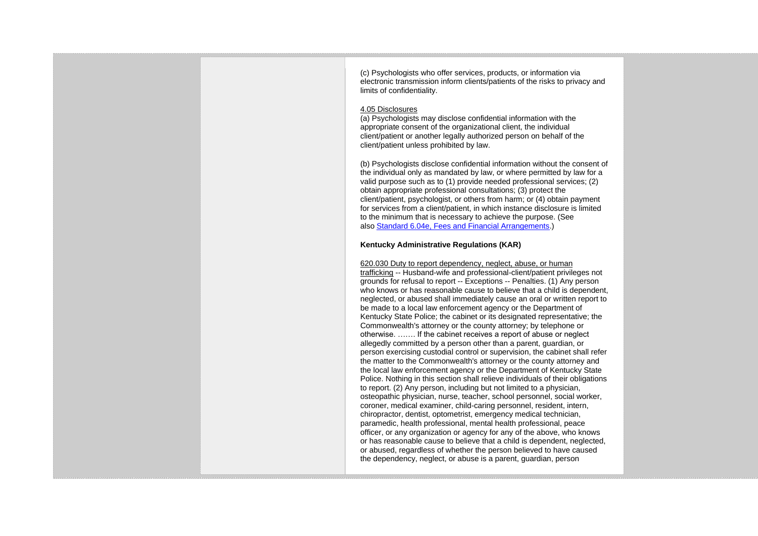(c) Psychologists who offer services, products, or information via electronic transmission inform clients/patients of the risks to privacy and limits of confidentiality.

4.05 Disclosures
(a) Psychologists may disclose confidential information with the appropriate consent of the organizational client, the individual client/patient or another legally authorized person on behalf of the client/patient unless prohibited by law.

(b) Psychologists disclose confidential information without the consent of the individual only as mandated by law, or where permitted by law for a valid purpose such as to (1) provide needed professional services; (2) obtain appropriate professional consultations; (3) protect the client/patient, psychologist, or others from harm; or (4) obtain payment for services from a client/patient, in which instance disclosure is limited to the minimum that is necessary to achieve the purpose. (See also [Standard 6.04e, Fees and Financial Arrangements](#).)

**Kentucky Administrative Regulations (KAR)**

620.030 Duty to report dependency, neglect, abuse, or human trafficking -- Husband-wife and professional-client/patient privileges not grounds for refusal to report -- Exceptions -- Penalties. (1) Any person who knows or has reasonable cause to believe that a child is dependent, neglected, or abused shall immediately cause an oral or written report to be made to a local law enforcement agency or the Department of Kentucky State Police; the cabinet or its designated representative; the Commonwealth's attorney or the county attorney; by telephone or otherwise. ……. If the cabinet receives a report of abuse or neglect allegedly committed by a person other than a parent, guardian, or person exercising custodial control or supervision, the cabinet shall refer the matter to the Commonwealth's attorney or the county attorney and the local law enforcement agency or the Department of Kentucky State Police. Nothing in this section shall relieve individuals of their obligations to report. (2) Any person, including but not limited to a physician, osteopathic physician, nurse, teacher, school personnel, social worker, coroner, medical examiner, child-caring personnel, resident, intern, chiropractor, dentist, optometrist, emergency medical technician, paramedic, health professional, mental health professional, peace officer, or any organization or agency for any of the above, who knows or has reasonable cause to believe that a child is dependent, neglected, or abused, regardless of whether the person believed to have caused the dependency, neglect, or abuse is a parent, guardian, person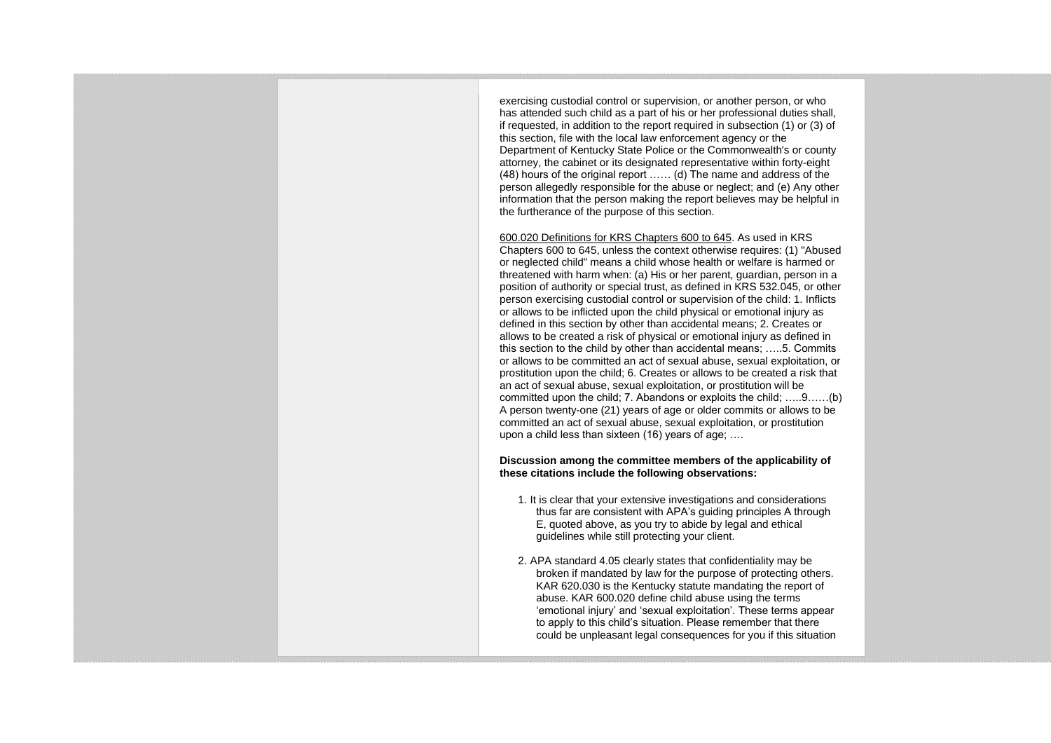exercising custodial control or supervision, or another person, or who has attended such child as a part of his or her professional duties shall, if requested, in addition to the report required in subsection (1) or (3) of this section, file with the local law enforcement agency or the Department of Kentucky State Police or the Commonwealth's or county attorney, the cabinet or its designated representative within forty-eight (48) hours of the original report …… (d) The name and address of the person allegedly responsible for the abuse or neglect; and (e) Any other information that the person making the report believes may be helpful in the furtherance of the purpose of this section.

<u>600.020 Definitions for KRS Chapters 600 to 645</u>. As used in KRS Chapters 600 to 645, unless the context otherwise requires: (1) "Abused or neglected child" means a child whose health or welfare is harmed or threatened with harm when: (a) His or her parent, guardian, person in a position of authority or special trust, as defined in KRS 532.045, or other person exercising custodial control or supervision of the child: 1. Inflicts or allows to be inflicted upon the child physical or emotional injury as defined in this section by other than accidental means; 2. Creates or allows to be created a risk of physical or emotional injury as defined in this section to the child by other than accidental means; …..5. Commits or allows to be committed an act of sexual abuse, sexual exploitation, or prostitution upon the child; 6. Creates or allows to be created a risk that an act of sexual abuse, sexual exploitation, or prostitution will be committed upon the child; 7. Abandons or exploits the child; …..9……(b) A person twenty-one (21) years of age or older commits or allows to be committed an act of sexual abuse, sexual exploitation, or prostitution upon a child less than sixteen (16) years of age; ….

**Discussion among the committee members of the applicability of these citations include the following observations:**

1. It is clear that your extensive investigations and considerations thus far are consistent with APA's guiding principles A through E, quoted above, as you try to abide by legal and ethical guidelines while still protecting your client.
2. APA standard 4.05 clearly states that confidentiality may be broken if mandated by law for the purpose of protecting others. KAR 620.030 is the Kentucky statute mandating the report of abuse. KAR 600.020 define child abuse using the terms 'emotional injury' and 'sexual exploitation'. These terms appear to apply to this child's situation. Please remember that there could be unpleasant legal consequences for you if this situation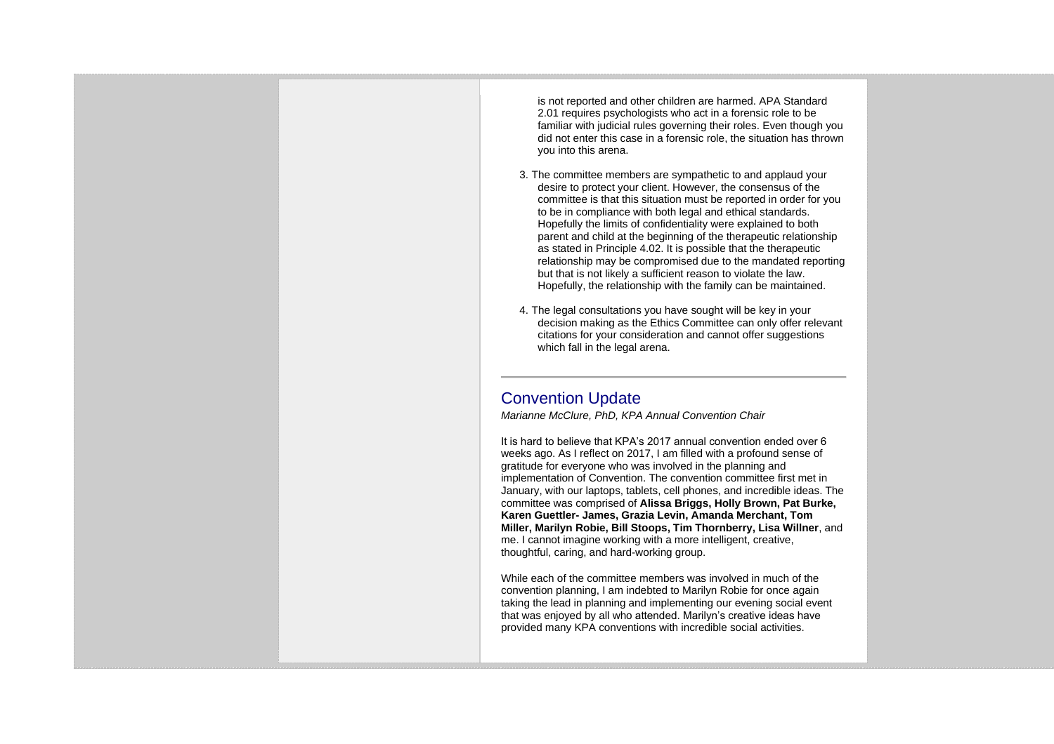is not reported and other children are harmed. APA Standard 2.01 requires psychologists who act in a forensic role to be familiar with judicial rules governing their roles. Even though you did not enter this case in a forensic role, the situation has thrown you into this arena.

3. The committee members are sympathetic to and applaud your desire to protect your client. However, the consensus of the committee is that this situation must be reported in order for you to be in compliance with both legal and ethical standards. Hopefully the limits of confidentiality were explained to both parent and child at the beginning of the therapeutic relationship as stated in Principle 4.02. It is possible that the therapeutic relationship may be compromised due to the mandated reporting but that is not likely a sufficient reason to violate the law. Hopefully, the relationship with the family can be maintained.

4. The legal consultations you have sought will be key in your decision making as the Ethics Committee can only offer relevant citations for your consideration and cannot offer suggestions which fall in the legal arena.

---

## Convention Update

*Marianne McClure, PhD, KPA Annual Convention Chair*

It is hard to believe that KPA's 2017 annual convention ended over 6 weeks ago. As I reflect on 2017, I am filled with a profound sense of gratitude for everyone who was involved in the planning and implementation of Convention. The convention committee first met in January, with our laptops, tablets, cell phones, and incredible ideas. The committee was comprised of **Alissa Briggs, Holly Brown, Pat Burke, Karen Guettler- James, Grazia Levin, Amanda Merchant, Tom Miller, Marilyn Robie, Bill Stoops, Tim Thornberry, Lisa Willner**, and me. I cannot imagine working with a more intelligent, creative, thoughtful, caring, and hard-working group.

While each of the committee members was involved in much of the convention planning, I am indebted to Marilyn Robie for once again taking the lead in planning and implementing our evening social event that was enjoyed by all who attended. Marilyn's creative ideas have provided many KPA conventions with incredible social activities.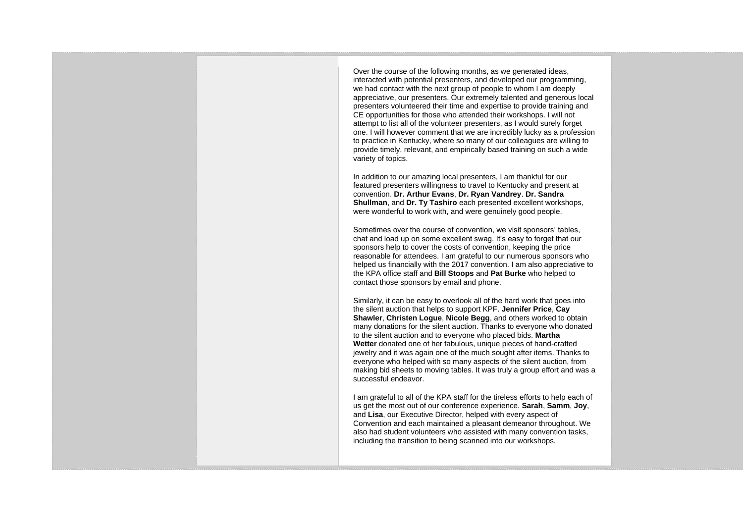Over the course of the following months, as we generated ideas, interacted with potential presenters, and developed our programming, we had contact with the next group of people to whom I am deeply appreciative, our presenters. Our extremely talented and generous local presenters volunteered their time and expertise to provide training and CE opportunities for those who attended their workshops. I will not attempt to list all of the volunteer presenters, as I would surely forget one. I will however comment that we are incredibly lucky as a profession to practice in Kentucky, where so many of our colleagues are willing to provide timely, relevant, and empirically based training on such a wide variety of topics.

In addition to our amazing local presenters, I am thankful for our featured presenters willingness to travel to Kentucky and present at convention. **Dr. Arthur Evans**, **Dr. Ryan Vandrey**. **Dr. Sandra Shullman**, and **Dr. Ty Tashiro** each presented excellent workshops, were wonderful to work with, and were genuinely good people.

Sometimes over the course of convention, we visit sponsors' tables, chat and load up on some excellent swag. It's easy to forget that our sponsors help to cover the costs of convention, keeping the price reasonable for attendees. I am grateful to our numerous sponsors who helped us financially with the 2017 convention. I am also appreciative to the KPA office staff and **Bill Stoops** and **Pat Burke** who helped to contact those sponsors by email and phone.

Similarly, it can be easy to overlook all of the hard work that goes into the silent auction that helps to support KPF. **Jennifer Price**, **Cay Shawler**, **Christen Logue**, **Nicole Begg**, and others worked to obtain many donations for the silent auction. Thanks to everyone who donated to the silent auction and to everyone who placed bids. **Martha Wetter** donated one of her fabulous, unique pieces of hand-crafted jewelry and it was again one of the much sought after items. Thanks to everyone who helped with so many aspects of the silent auction, from making bid sheets to moving tables. It was truly a group effort and was a successful endeavor.

I am grateful to all of the KPA staff for the tireless efforts to help each of us get the most out of our conference experience. **Sarah**, **Samm**, **Joy**, and **Lisa**, our Executive Director, helped with every aspect of Convention and each maintained a pleasant demeanor throughout. We also had student volunteers who assisted with many convention tasks, including the transition to being scanned into our workshops.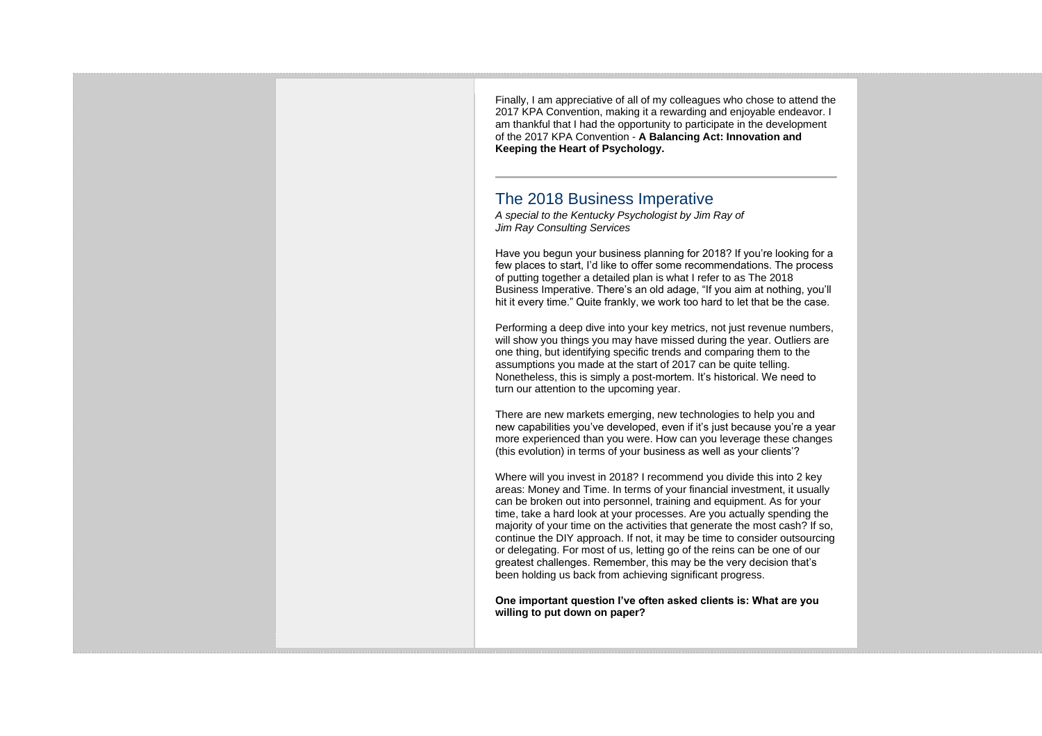Finally, I am appreciative of all of my colleagues who chose to attend the 2017 KPA Convention, making it a rewarding and enjoyable endeavor. I am thankful that I had the opportunity to participate in the development of the 2017 KPA Convention - **A Balancing Act: Innovation and Keeping the Heart of Psychology.**

---

## The 2018 Business Imperative

*A special to the Kentucky Psychologist by Jim Ray of Jim Ray Consulting Services*

Have you begun your business planning for 2018? If you're looking for a few places to start, I'd like to offer some recommendations. The process of putting together a detailed plan is what I refer to as The 2018 Business Imperative. There's an old adage, "If you aim at nothing, you'll hit it every time." Quite frankly, we work too hard to let that be the case.

Performing a deep dive into your key metrics, not just revenue numbers, will show you things you may have missed during the year. Outliers are one thing, but identifying specific trends and comparing them to the assumptions you made at the start of 2017 can be quite telling. Nonetheless, this is simply a post-mortem. It's historical. We need to turn our attention to the upcoming year.

There are new markets emerging, new technologies to help you and new capabilities you've developed, even if it's just because you're a year more experienced than you were. How can you leverage these changes (this evolution) in terms of your business as well as your clients'?

Where will you invest in 2018? I recommend you divide this into 2 key areas: Money and Time. In terms of your financial investment, it usually can be broken out into personnel, training and equipment. As for your time, take a hard look at your processes. Are you actually spending the majority of your time on the activities that generate the most cash? If so, continue the DIY approach. If not, it may be time to consider outsourcing or delegating. For most of us, letting go of the reins can be one of our greatest challenges. Remember, this may be the very decision that's been holding us back from achieving significant progress.

**One important question I've often asked clients is: What are you willing to put down on paper?**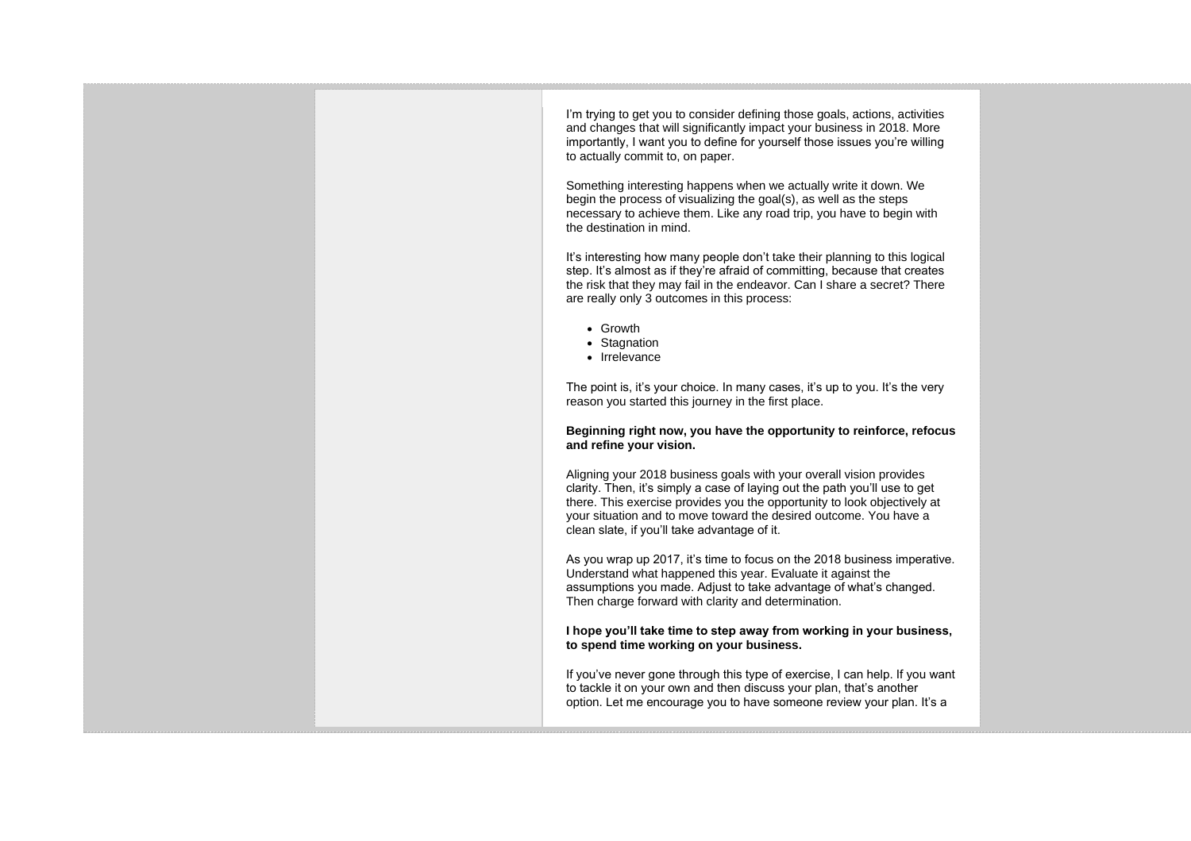I'm trying to get you to consider defining those goals, actions, activities and changes that will significantly impact your business in 2018. More importantly, I want you to define for yourself those issues you're willing to actually commit to, on paper.

Something interesting happens when we actually write it down. We begin the process of visualizing the goal(s), as well as the steps necessary to achieve them. Like any road trip, you have to begin with the destination in mind.

It's interesting how many people don't take their planning to this logical step. It's almost as if they're afraid of committing, because that creates the risk that they may fail in the endeavor. Can I share a secret? There are really only 3 outcomes in this process:

- Growth
- Stagnation
- Irrelevance

The point is, it's your choice. In many cases, it's up to you. It's the very reason you started this journey in the first place.

**Beginning right now, you have the opportunity to reinforce, refocus and refine your vision.**

Aligning your 2018 business goals with your overall vision provides clarity. Then, it's simply a case of laying out the path you'll use to get there. This exercise provides you the opportunity to look objectively at your situation and to move toward the desired outcome. You have a clean slate, if you'll take advantage of it.

As you wrap up 2017, it's time to focus on the 2018 business imperative. Understand what happened this year. Evaluate it against the assumptions you made. Adjust to take advantage of what's changed. Then charge forward with clarity and determination.

**I hope you'll take time to step away from working in your business, to spend time working on your business.**

If you've never gone through this type of exercise, I can help. If you want to tackle it on your own and then discuss your plan, that's another option. Let me encourage you to have someone review your plan. It's a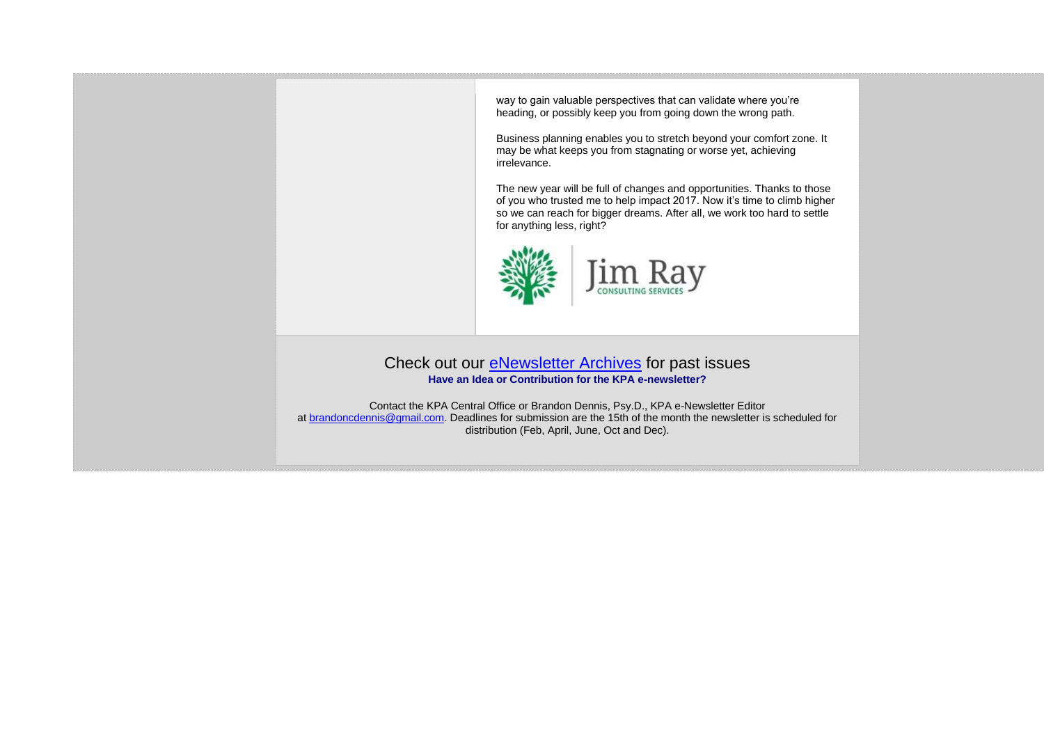way to gain valuable perspectives that can validate where you're heading, or possibly keep you from going down the wrong path.

Business planning enables you to stretch beyond your comfort zone. It may be what keeps you from stagnating or worse yet, achieving irrelevance.

The new year will be full of changes and opportunities. Thanks to those of you who trusted me to help impact 2017. Now it's time to climb higher so we can reach for bigger dreams. After all, we work too hard to settle for anything less, right?

Jim Ray
CONSULTING SERVICES

Check out our [eNewsletter Archives] for past issues

**Have an Idea or Contribution for the KPA e-newsletter?**

Contact the KPA Central Office or Brandon Dennis, Psy.D., KPA e-Newsletter Editor at brandoncdennis@gmail.com. Deadlines for submission are the 15th of the month the newsletter is scheduled for distribution (Feb, April, June, Oct and Dec).